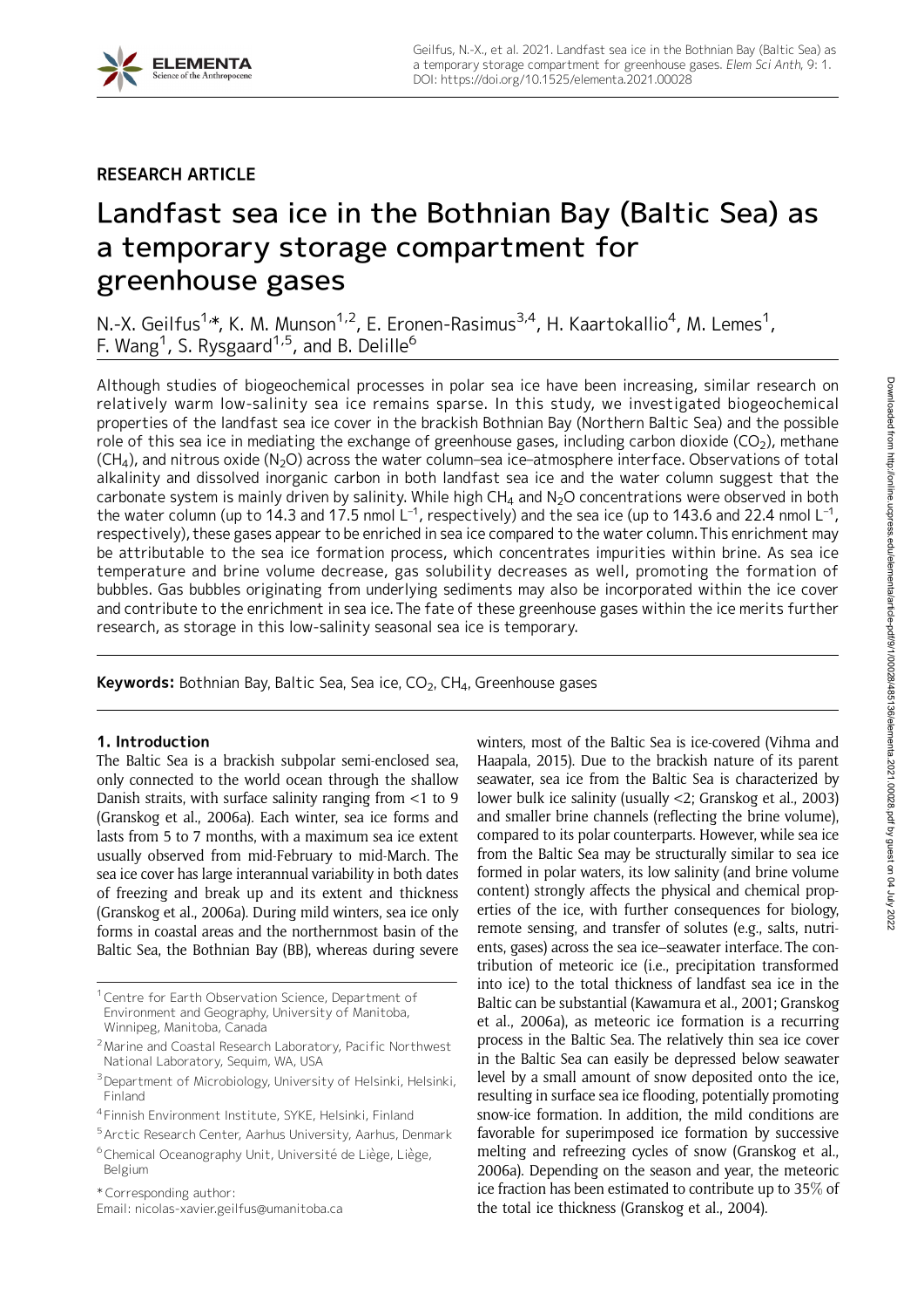RESEARCH ARTICLE

# Landfast sea ice in the Bothnian Bay (Baltic Sea) as a temporary storage compartment for greenhouse gases

N.-X. Geilfus[1,*], K. M. Munson[1,2], E. Eronen-Rasimus[3,4], H. Kaartokallio[4], M. Lemes[1], F. Wang[1], S. Rysgaard[1,5], and B. Delille[6]

Although studies of biogeochemical processes in polar sea ice have been increasing, similar research on relatively warm low-salinity sea ice remains sparse. In this study, we investigated biogeochemical properties of the landfast sea ice cover in the brackish Bothnian Bay (Northern Baltic Sea) and the possible role of this sea ice in mediating the exchange of greenhouse gases, including carbon dioxide ($CO_2$), methane ($CH_4$), and nitrous oxide ($N_2O$) across the water column–sea ice–atmosphere interface. Observations of total alkalinity and dissolved inorganic carbon in both landfast sea ice and the water column suggest that the carbonate system is mainly driven by salinity. While high $CH_4$ and $N_2O$ concentrations were observed in both the water column (up to 14.3 and 17.5 nmol $L^{-1}$, respectively) and the sea ice (up to 143.6 and 22.4 nmol $L^{-1}$, respectively), these gases appear to be enriched in sea ice compared to the water column. This enrichment may be attributable to the sea ice formation process, which concentrates impurities within brine. As sea ice temperature and brine volume decrease, gas solubility decreases as well, promoting the formation of bubbles. Gas bubbles originating from underlying sediments may also be incorporated within the ice cover and contribute to the enrichment in sea ice. The fate of these greenhouse gases within the ice merits further research, as storage in this low-salinity seasonal sea ice is temporary.

**Keywords:** Bothnian Bay, Baltic Sea, Sea ice, $CO_2$, $CH_4$, Greenhouse gases

## 1. Introduction

The Baltic Sea is a brackish subpolar semi-enclosed sea, only connected to the world ocean through the shallow Danish straits, with surface salinity ranging from <1 to 9 (Granskog et al., 2006a). Each winter, sea ice forms and lasts from 5 to 7 months, with a maximum sea ice extent usually observed from mid-February to mid-March. The sea ice cover has large interannual variability in both dates of freezing and break up and its extent and thickness (Granskog et al., 2006a). During mild winters, sea ice only forms in coastal areas and the northernmost basin of the Baltic Sea, the Bothnian Bay (BB), whereas during severe winters, most of the Baltic Sea is ice-covered (Vihma and Haapala, 2015). Due to the brackish nature of its parent seawater, sea ice from the Baltic Sea is characterized by lower bulk ice salinity (usually <2; Granskog et al., 2003) and smaller brine channels (reflecting the brine volume), compared to its polar counterparts. However, while sea ice from the Baltic Sea may be structurally similar to sea ice formed in polar waters, its low salinity (and brine volume content) strongly affects the physical and chemical properties of the ice, with further consequences for biology, remote sensing, and transfer of solutes (e.g., salts, nutrients, gases) across the sea ice–seawater interface. The contribution of meteoric ice (i.e., precipitation transformed into ice) to the total thickness of landfast sea ice in the Baltic can be substantial (Kawamura et al., 2001; Granskog et al., 2006a), as meteoric ice formation is a recurring process in the Baltic Sea. The relatively thin sea ice cover in the Baltic Sea can easily be depressed below seawater level by a small amount of snow deposited onto the ice, resulting in surface sea ice flooding, potentially promoting snow-ice formation. In addition, the mild conditions are favorable for superimposed ice formation by successive melting and refreezing cycles of snow (Granskog et al., 2006a). Depending on the season and year, the meteoric ice fraction has been estimated to contribute up to 35% of the total ice thickness (Granskog et al., 2004).

[1] Centre for Earth Observation Science, Department of Environment and Geography, University of Manitoba, Winnipeg, Manitoba, Canada

[2] Marine and Coastal Research Laboratory, Pacific Northwest National Laboratory, Sequim, WA, USA

[3] Department of Microbiology, University of Helsinki, Helsinki, Finland

[4] Finnish Environment Institute, SYKE, Helsinki, Finland

[5] Arctic Research Center, Aarhus University, Aarhus, Denmark

[6] Chemical Oceanography Unit, Université de Liège, Liège, Belgium

* Corresponding author:
Email: nicolas-xavier.geilfus@umanitoba.ca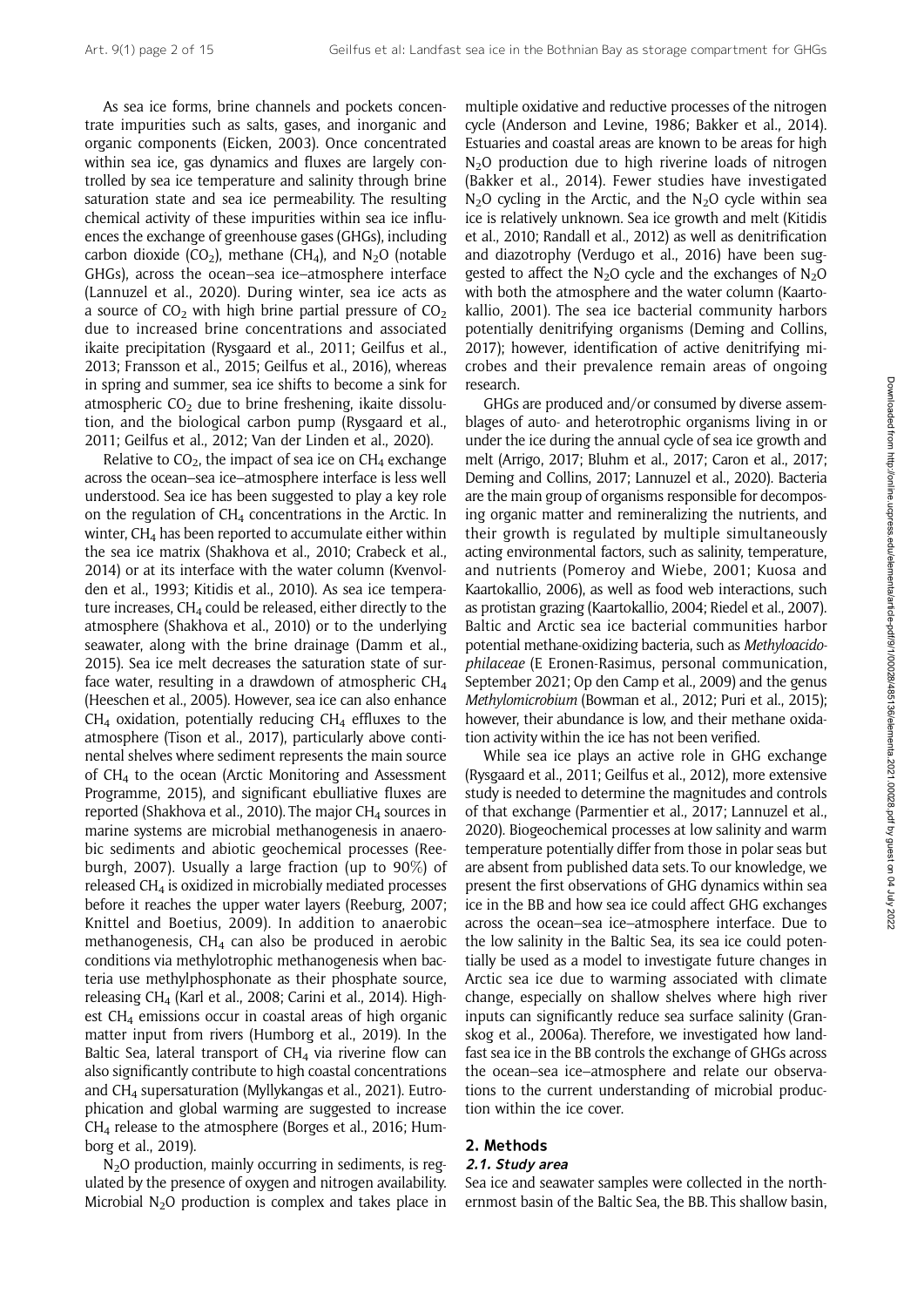As sea ice forms, brine channels and pockets concentrate impurities such as salts, gases, and inorganic and organic components (Eicken, 2003). Once concentrated within sea ice, gas dynamics and fluxes are largely controlled by sea ice temperature and salinity through brine saturation state and sea ice permeability. The resulting chemical activity of these impurities within sea ice influences the exchange of greenhouse gases (GHGs), including carbon dioxide ($CO_2$), methane ($CH_4$), and $N_2O$ (notable GHGs), across the ocean–sea ice–atmosphere interface (Lannuzel et al., 2020). During winter, sea ice acts as a source of $CO_2$ with high brine partial pressure of $CO_2$ due to increased brine concentrations and associated ikaite precipitation (Rysgaard et al., 2011; Geilfus et al., 2013; Fransson et al., 2015; Geilfus et al., 2016), whereas in spring and summer, sea ice shifts to become a sink for atmospheric $CO_2$ due to brine freshening, ikaite dissolution, and the biological carbon pump (Rysgaard et al., 2011; Geilfus et al., 2012; Van der Linden et al., 2020).

Relative to $CO_2$, the impact of sea ice on $CH_4$ exchange across the ocean–sea ice–atmosphere interface is less well understood. Sea ice has been suggested to play a key role on the regulation of $CH_4$ concentrations in the Arctic. In winter, $CH_4$ has been reported to accumulate either within the sea ice matrix (Shakhova et al., 2010; Crabeck et al., 2014) or at its interface with the water column (Kvenvolden et al., 1993; Kitidis et al., 2010). As sea ice temperature increases, $CH_4$ could be released, either directly to the atmosphere (Shakhova et al., 2010) or to the underlying seawater, along with the brine drainage (Damm et al., 2015). Sea ice melt decreases the saturation state of surface water, resulting in a drawdown of atmospheric $CH_4$ (Heeschen et al., 2005). However, sea ice can also enhance $CH_4$ oxidation, potentially reducing $CH_4$ effluxes to the atmosphere (Tison et al., 2017), particularly above continental shelves where sediment represents the main source of $CH_4$ to the ocean (Arctic Monitoring and Assessment Programme, 2015), and significant ebulliative fluxes are reported (Shakhova et al., 2010). The major $CH_4$ sources in marine systems are microbial methanogenesis in anaerobic sediments and abiotic geochemical processes (Reeburgh, 2007). Usually a large fraction (up to 90%) of released $CH_4$ is oxidized in microbially mediated processes before it reaches the upper water layers (Reeburg, 2007; Knittel and Boetius, 2009). In addition to anaerobic methanogenesis, $CH_4$ can also be produced in aerobic conditions via methylotrophic methanogenesis when bacteria use methylphosphonate as their phosphate source, releasing $CH_4$ (Karl et al., 2008; Carini et al., 2014). Highest $CH_4$ emissions occur in coastal areas of high organic matter input from rivers (Humborg et al., 2019). In the Baltic Sea, lateral transport of $CH_4$ via riverine flow can also significantly contribute to high coastal concentrations and $CH_4$ supersaturation (Myllykangas et al., 2021). Eutrophication and global warming are suggested to increase $CH_4$ release to the atmosphere (Borges et al., 2016; Humborg et al., 2019).

$N_2O$ production, mainly occurring in sediments, is regulated by the presence of oxygen and nitrogen availability. Microbial $N_2O$ production is complex and takes place in multiple oxidative and reductive processes of the nitrogen cycle (Anderson and Levine, 1986; Bakker et al., 2014). Estuaries and coastal areas are known to be areas for high $N_2O$ production due to high riverine loads of nitrogen (Bakker et al., 2014). Fewer studies have investigated $N_2O$ cycling in the Arctic, and the $N_2O$ cycle within sea ice is relatively unknown. Sea ice growth and melt (Kitidis et al., 2010; Randall et al., 2012) as well as denitrification and diazotrophy (Verdugo et al., 2016) have been suggested to affect the $N_2O$ cycle and the exchanges of $N_2O$ with both the atmosphere and the water column (Kaartokallio, 2001). The sea ice bacterial community harbors potentially denitrifying organisms (Deming and Collins, 2017); however, identification of active denitrifying microbes and their prevalence remain areas of ongoing research.

GHGs are produced and/or consumed by diverse assemblages of auto- and heterotrophic organisms living in or under the ice during the annual cycle of sea ice growth and melt (Arrigo, 2017; Bluhm et al., 2017; Caron et al., 2017; Deming and Collins, 2017; Lannuzel et al., 2020). Bacteria are the main group of organisms responsible for decomposing organic matter and remineralizing the nutrients, and their growth is regulated by multiple simultaneously acting environmental factors, such as salinity, temperature, and nutrients (Pomeroy and Wiebe, 2001; Kuosa and Kaartokallio, 2006), as well as food web interactions, such as protistan grazing (Kaartokallio, 2004; Riedel et al., 2007). Baltic and Arctic sea ice bacterial communities harbor potential methane-oxidizing bacteria, such as *Methyloacidophilaceae* (E Eronen-Rasimus, personal communication, September 2021; Op den Camp et al., 2009) and the genus *Methylomicrobium* (Bowman et al., 2012; Puri et al., 2015); however, their abundance is low, and their methane oxidation activity within the ice has not been verified.

While sea ice plays an active role in GHG exchange (Rysgaard et al., 2011; Geilfus et al., 2012), more extensive study is needed to determine the magnitudes and controls of that exchange (Parmentier et al., 2017; Lannuzel et al., 2020). Biogeochemical processes at low salinity and warm temperature potentially differ from those in polar seas but are absent from published data sets. To our knowledge, we present the first observations of GHG dynamics within sea ice in the BB and how sea ice could affect GHG exchanges across the ocean–sea ice–atmosphere interface. Due to the low salinity in the Baltic Sea, its sea ice could potentially be used as a model to investigate future changes in Arctic sea ice due to warming associated with climate change, especially on shallow shelves where high river inputs can significantly reduce sea surface salinity (Granskog et al., 2006a). Therefore, we investigated how landfast sea ice in the BB controls the exchange of GHGs across the ocean–sea ice–atmosphere and relate our observations to the current understanding of microbial production within the ice cover.

## 2. Methods

### 2.1. Study area

Sea ice and seawater samples were collected in the northernmost basin of the Baltic Sea, the BB. This shallow basin,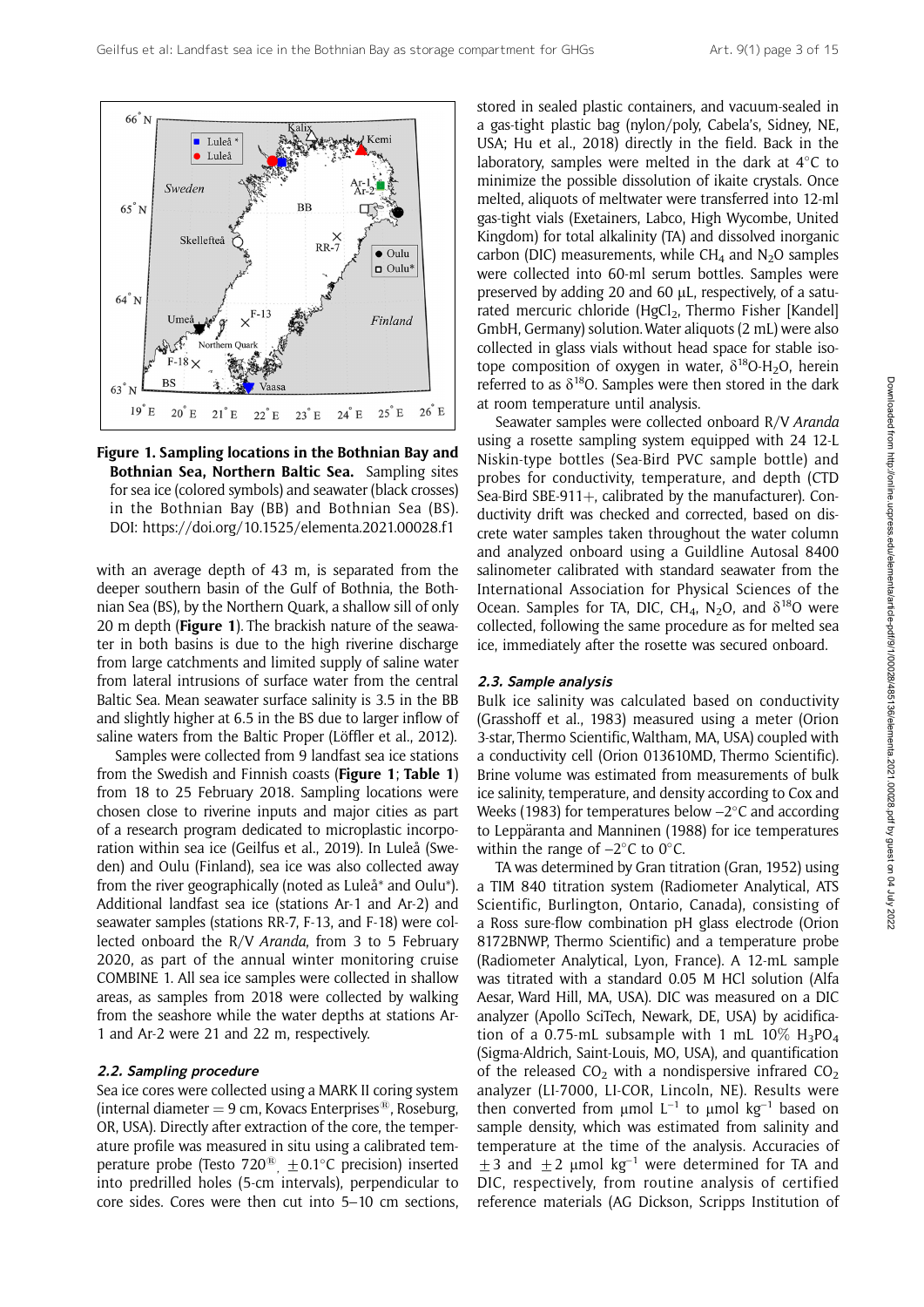**Figure 1. Sampling locations in the Bothnian Bay and Bothnian Sea, Northern Baltic Sea.** Sampling sites for sea ice (colored symbols) and seawater (black crosses) in the Bothnian Bay (BB) and Bothnian Sea (BS). DOI: https://doi.org/10.1525/elementa.2021.00028.f1

with an average depth of 43 m, is separated from the deeper southern basin of the Gulf of Bothnia, the Bothnian Sea (BS), by the Northern Quark, a shallow sill of only 20 m depth (**Figure 1**). The brackish nature of the seawater in both basins is due to the high riverine discharge from large catchments and limited supply of saline water from lateral intrusions of surface water from the central Baltic Sea. Mean seawater surface salinity is 3.5 in the BB and slightly higher at 6.5 in the BS due to larger inflow of saline waters from the Baltic Proper (Löffler et al., 2012).

Samples were collected from 9 landfast sea ice stations from the Swedish and Finnish coasts (**Figure 1**; **Table 1**) from 18 to 25 February 2018. Sampling locations were chosen close to riverine inputs and major cities as part of a research program dedicated to microplastic incorporation within sea ice (Geilfus et al., 2019). In Luleå (Sweden) and Oulu (Finland), sea ice was also collected away from the river geographically (noted as Luleå* and Oulu*). Additional landfast sea ice (stations Ar-1 and Ar-2) and seawater samples (stations RR-7, F-13, and F-18) were collected onboard the R/V *Aranda*, from 3 to 5 February 2020, as part of the annual winter monitoring cruise COMBINE 1. All sea ice samples were collected in shallow areas, as samples from 2018 were collected by walking from the seashore while the water depths at stations Ar-1 and Ar-2 were 21 and 22 m, respectively.

### *2.2. Sampling procedure*

Sea ice cores were collected using a MARK II coring system (internal diameter = 9 cm, Kovacs Enterprises®, Roseburg, OR, USA). Directly after extraction of the core, the temperature profile was measured in situ using a calibrated temperature probe (Testo 720®, ±0.1°C precision) inserted into predrilled holes (5-cm intervals), perpendicular to core sides. Cores were then cut into 5–10 cm sections, stored in sealed plastic containers, and vacuum-sealed in a gas-tight plastic bag (nylon/poly, Cabela's, Sidney, NE, USA; Hu et al., 2018) directly in the field. Back in the laboratory, samples were melted in the dark at 4°C to minimize the possible dissolution of ikaite crystals. Once melted, aliquots of meltwater were transferred into 12-ml gas-tight vials (Exetainers, Labco, High Wycombe, United Kingdom) for total alkalinity (TA) and dissolved inorganic carbon (DIC) measurements, while $CH_4$ and $N_2O$ samples were collected into 60-ml serum bottles. Samples were preserved by adding 20 and 60 µL, respectively, of a saturated mercuric chloride ($HgCl_2$, Thermo Fisher [Kandel] GmbH, Germany) solution. Water aliquots (2 mL) were also collected in glass vials without head space for stable isotope composition of oxygen in water, $\delta^{18}O$-$H_2O$, herein referred to as $\delta^{18}O$. Samples were then stored in the dark at room temperature until analysis.

Seawater samples were collected onboard R/V *Aranda* using a rosette sampling system equipped with 24 12-L Niskin-type bottles (Sea-Bird PVC sample bottle) and probes for conductivity, temperature, and depth (CTD Sea-Bird SBE-911+, calibrated by the manufacturer). Conductivity drift was checked and corrected, based on discrete water samples taken throughout the water column and analyzed onboard using a Guildline Autosal 8400 salinometer calibrated with standard seawater from the International Association for Physical Sciences of the Ocean. Samples for TA, DIC, $CH_4$, $N_2O$, and $\delta^{18}O$ were collected, following the same procedure as for melted sea ice, immediately after the rosette was secured onboard.

### *2.3. Sample analysis*

Bulk ice salinity was calculated based on conductivity (Grasshoff et al., 1983) measured using a meter (Orion 3-star, Thermo Scientific, Waltham, MA, USA) coupled with a conductivity cell (Orion 013610MD, Thermo Scientific). Brine volume was estimated from measurements of bulk ice salinity, temperature, and density according to Cox and Weeks (1983) for temperatures below –2°C and according to Leppäranta and Manninen (1988) for ice temperatures within the range of –2°C to 0°C.

TA was determined by Gran titration (Gran, 1952) using a TIM 840 titration system (Radiometer Analytical, ATS Scientific, Burlington, Ontario, Canada), consisting of a Ross sure-flow combination pH glass electrode (Orion 8172BNWP, Thermo Scientific) and a temperature probe (Radiometer Analytical, Lyon, France). A 12-mL sample was titrated with a standard 0.05 M HCl solution (Alfa Aesar, Ward Hill, MA, USA). DIC was measured on a DIC analyzer (Apollo SciTech, Newark, DE, USA) by acidification of a 0.75-mL subsample with 1 mL 10% $H_3PO_4$ (Sigma-Aldrich, Saint-Louis, MO, USA), and quantification of the released $CO_2$ with a nondispersive infrared $CO_2$ analyzer (LI-7000, LI-COR, Lincoln, NE). Results were then converted from µmol $L^{-1}$ to µmol $kg^{-1}$ based on sample density, which was estimated from salinity and temperature at the time of the analysis. Accuracies of ±3 and ±2 µmol $kg^{-1}$ were determined for TA and DIC, respectively, from routine analysis of certified reference materials (AG Dickson, Scripps Institution of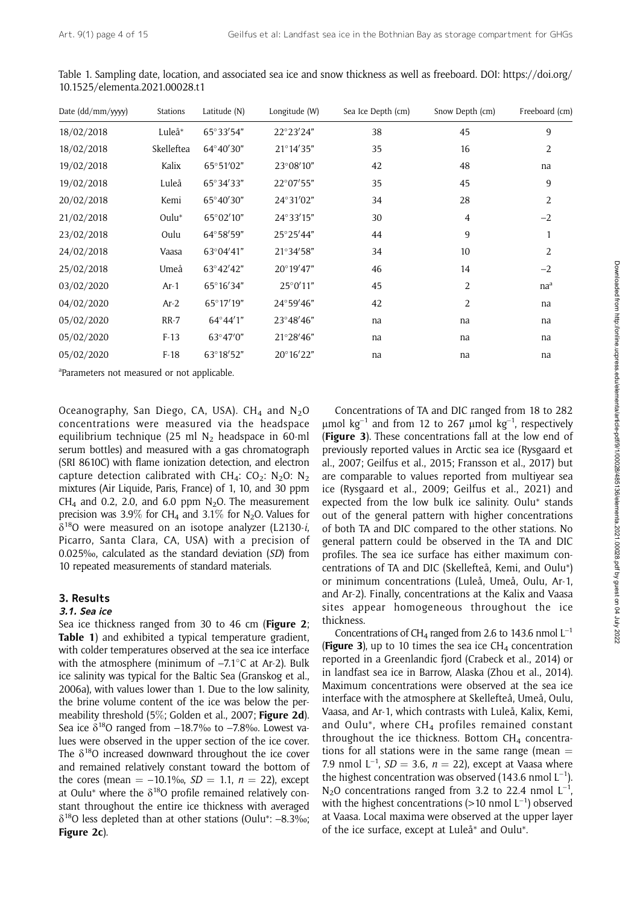Table 1. Sampling date, location, and associated sea ice and snow thickness as well as freeboard. DOI: https://doi.org/10.1525/elementa.2021.00028.t1

| Date (dd/mm/yyyy) | Stations | Latitude (N) | Longitude (W) | Sea Ice Depth (cm) | Snow Depth (cm) | Freeboard (cm) |
|---|---|---|---|---|---|---|
| 18/02/2018 | Luleå* | 65°33′54″ | 22°23′24″ | 38 | 45 | 9 |
| 18/02/2018 | Skelleftea | 64°40′30″ | 21°14′35″ | 35 | 16 | 2 |
| 19/02/2018 | Kalix | 65°51′02″ | 23°08′10″ | 42 | 48 | na |
| 19/02/2018 | Luleå | 65°34′33″ | 22°07′55″ | 35 | 45 | 9 |
| 20/02/2018 | Kemi | 65°40′30″ | 24°31′02″ | 34 | 28 | 2 |
| 21/02/2018 | Oulu* | 65°02′10″ | 24°33′15″ | 30 | 4 | −2 |
| 23/02/2018 | Oulu | 64°58′59″ | 25°25′44″ | 44 | 9 | 1 |
| 24/02/2018 | Vaasa | 63°04′41″ | 21°34′58″ | 34 | 10 | 2 |
| 25/02/2018 | Umeå | 63°42′42″ | 20°19′47″ | 46 | 14 | −2 |
| 03/02/2020 | Ar-1 | 65°16′34″ | 25°0′11″ | 45 | 2 | na[a] |
| 04/02/2020 | Ar-2 | 65°17′19″ | 24°59′46″ | 42 | 2 | na |
| 05/02/2020 | RR-7 | 64°44′1″ | 23°48′46″ | na | na | na |
| 05/02/2020 | F-13 | 63°47′0″ | 21°28′46″ | na | na | na |
| 05/02/2020 | F-18 | 63°18′52″ | 20°16′22″ | na | na | na |

[a]Parameters not measured or not applicable.

Oceanography, San Diego, CA, USA). $CH_4$ and $N_2O$ concentrations were measured via the headspace equilibrium technique (25 ml $N_2$ headspace in 60-ml serum bottles) and measured with a gas chromatograph (SRI 8610C) with flame ionization detection, and electron capture detection calibrated with $CH_4$: $CO_2$: $N_2O$: $N_2$ mixtures (Air Liquide, Paris, France) of 1, 10, and 30 ppm $CH_4$ and 0.2, 2.0, and 6.0 ppm $N_2O$. The measurement precision was 3.9% for $CH_4$ and 3.1% for $N_2O$. Values for $\delta^{18}O$ were measured on an isotope analyzer (L2130-*i*, Picarro, Santa Clara, CA, USA) with a precision of 0.025‰, calculated as the standard deviation (*SD*) from 10 repeated measurements of standard materials.

## 3. Results

### 3.1. Sea ice

Sea ice thickness ranged from 30 to 46 cm (**Figure 2**; **Table 1**) and exhibited a typical temperature gradient, with colder temperatures observed at the sea ice interface with the atmosphere (minimum of −7.1°C at Ar-2). Bulk ice salinity was typical for the Baltic Sea (Granskog et al., 2006a), with values lower than 1. Due to the low salinity, the brine volume content of the ice was below the permeability threshold (5%; Golden et al., 2007; **Figure 2d**). Sea ice $\delta^{18}O$ ranged from −18.7‰ to −7.8‰. Lowest values were observed in the upper section of the ice cover. The $\delta^{18}O$ increased downward throughout the ice cover and remained relatively constant toward the bottom of the cores (mean = −10.1‰, *SD* = 1.1, *n* = 22), except at Oulu* where the $\delta^{18}O$ profile remained relatively constant throughout the entire ice thickness with averaged $\delta^{18}O$ less depleted than at other stations (Oulu*: −8.3‰; **Figure 2c**).

Concentrations of TA and DIC ranged from 18 to 282 μmol kg$^{-1}$ and from 12 to 267 μmol kg$^{-1}$, respectively (**Figure 3**). These concentrations fall at the low end of previously reported values in Arctic sea ice (Rysgaard et al., 2007; Geilfus et al., 2015; Fransson et al., 2017) but are comparable to values reported from multiyear sea ice (Rysgaard et al., 2009; Geilfus et al., 2021) and expected from the low bulk ice salinity. Oulu* stands out of the general pattern with higher concentrations of both TA and DIC compared to the other stations. No general pattern could be observed in the TA and DIC profiles. The sea ice surface has either maximum concentrations of TA and DIC (Skellefteå, Kemi, and Oulu*) or minimum concentrations (Luleå, Umeå, Oulu, Ar-1, and Ar-2). Finally, concentrations at the Kalix and Vaasa sites appear homogeneous throughout the ice thickness.

Concentrations of $CH_4$ ranged from 2.6 to 143.6 nmol L$^{-1}$ (**Figure 3**), up to 10 times the sea ice $CH_4$ concentration reported in a Greenlandic fjord (Crabeck et al., 2014) or in landfast sea ice in Barrow, Alaska (Zhou et al., 2014). Maximum concentrations were observed at the sea ice interface with the atmosphere at Skellefteå, Umeå, Oulu, Vaasa, and Ar-1, which contrasts with Luleå, Kalix, Kemi, and Oulu*, where $CH_4$ profiles remained constant throughout the ice thickness. Bottom $CH_4$ concentrations for all stations were in the same range (mean = 7.9 nmol L$^{-1}$, *SD* = 3.6, *n* = 22), except at Vaasa where the highest concentration was observed (143.6 nmol L$^{-1}$). $N_2O$ concentrations ranged from 3.2 to 22.4 nmol L$^{-1}$, with the highest concentrations (>10 nmol L$^{-1}$) observed at Vaasa. Local maxima were observed at the upper layer of the ice surface, except at Luleå* and Oulu*.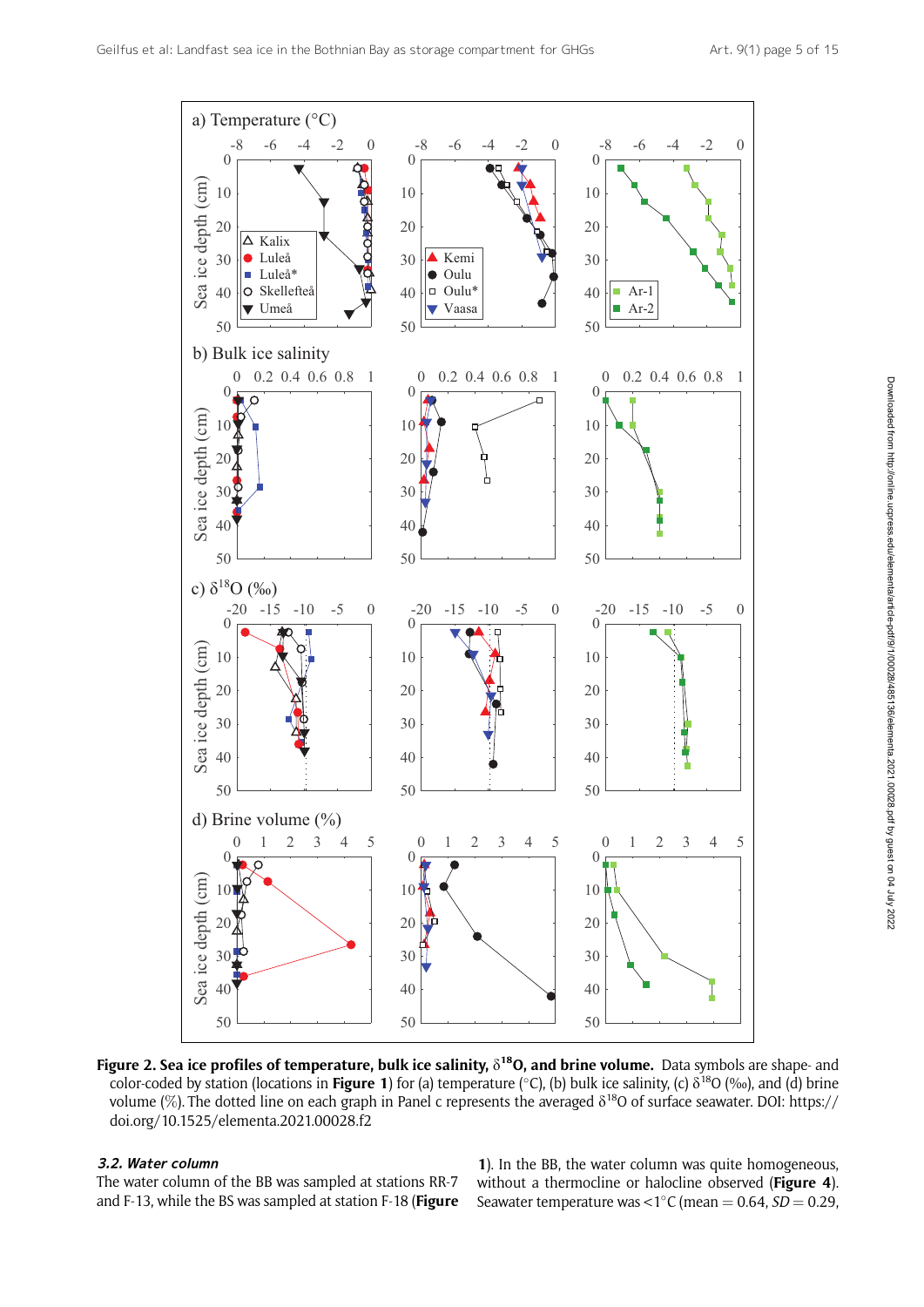**Figure 2. Sea ice profiles of temperature, bulk ice salinity, $\delta^{18}O$, and brine volume.** Data symbols are shape- and color-coded by station (locations in **Figure 1**) for (a) temperature (°C), (b) bulk ice salinity, (c) $\delta^{18}O$ (‰), and (d) brine volume (%). The dotted line on each graph in Panel c represents the averaged $\delta^{18}O$ of surface seawater. DOI: https://doi.org/10.1525/elementa.2021.00028.f2

### *3.2. Water column*

The water column of the BB was sampled at stations RR-7 and F-13, while the BS was sampled at station F-18 (**Figure 1**). In the BB, the water column was quite homogeneous, without a thermocline or halocline observed (**Figure 4**). Seawater temperature was <1°C (mean = 0.64, *SD* = 0.29,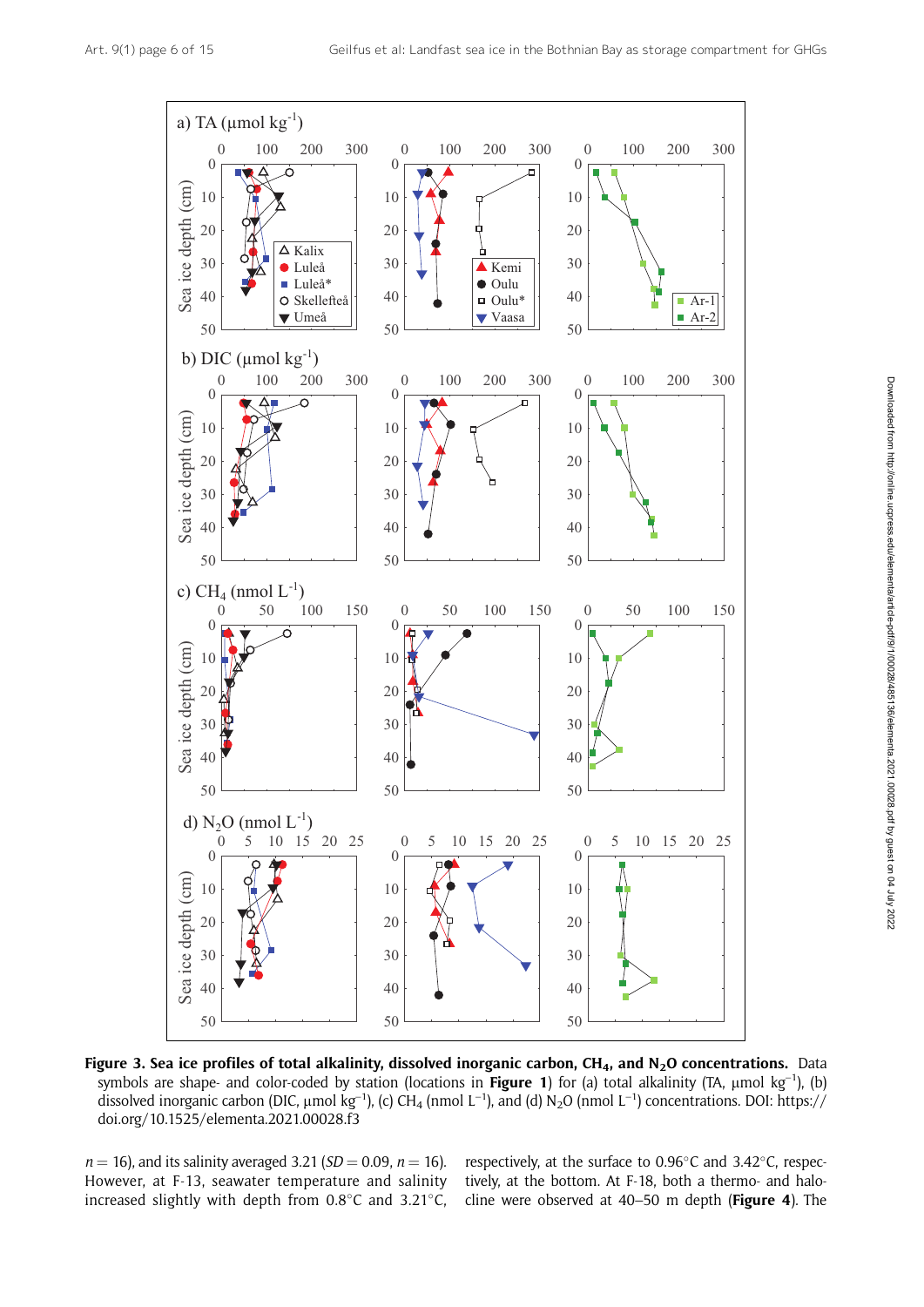**Figure 3. Sea ice profiles of total alkalinity, dissolved inorganic carbon, $CH_4$, and $N_2O$ concentrations.** Data symbols are shape- and color-coded by station (locations in **Figure 1**) for (a) total alkalinity (TA, µmol $kg^{-1}$), (b) dissolved inorganic carbon (DIC, µmol $kg^{-1}$), (c) $CH_4$ (nmol $L^{-1}$), and (d) $N_2O$ (nmol $L^{-1}$) concentrations. DOI: https://doi.org/10.1525/elementa.2021.00028.f3

$n = 16$), and its salinity averaged 3.21 ($SD = 0.09$, $n = 16$). However, at F-13, seawater temperature and salinity increased slightly with depth from 0.8°C and 3.21°C, respectively, at the surface to 0.96°C and 3.42°C, respectively, at the bottom. At F-18, both a thermo- and halocline were observed at 40–50 m depth (**Figure 4**). The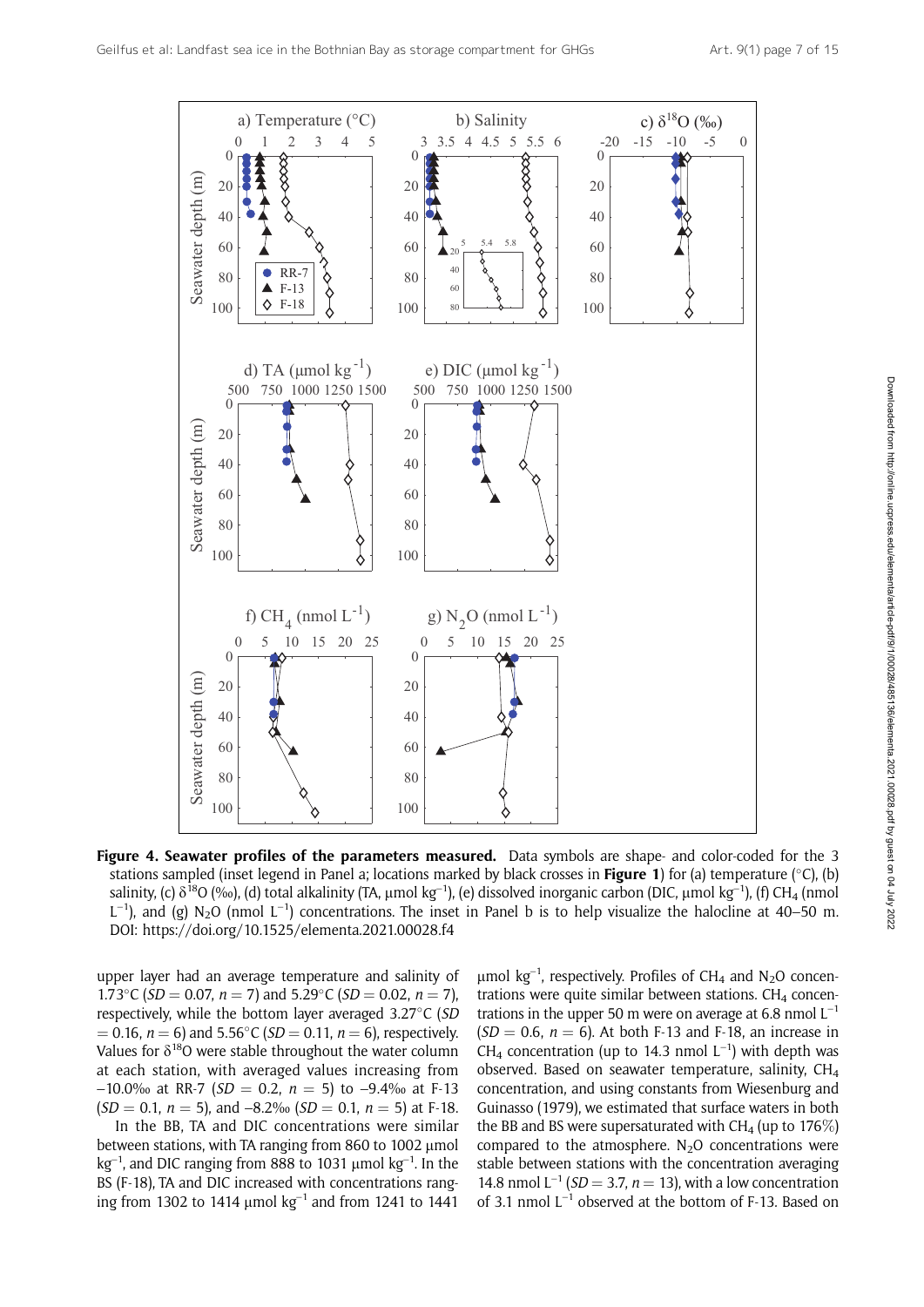**Figure 4. Seawater profiles of the parameters measured.** Data symbols are shape- and color-coded for the 3 stations sampled (inset legend in Panel a; locations marked by black crosses in **Figure 1**) for (a) temperature (°C), (b) salinity, (c) $\delta^{18}O$ (‰), (d) total alkalinity (TA, µmol kg$^{-1}$), (e) dissolved inorganic carbon (DIC, µmol kg$^{-1}$), (f) $CH_4$ (nmol L$^{-1}$), and (g) $N_2O$ (nmol L$^{-1}$) concentrations. The inset in Panel b is to help visualize the halocline at 40–50 m. DOI: https://doi.org/10.1525/elementa.2021.00028.f4

upper layer had an average temperature and salinity of 1.73°C ($SD = 0.07$, $n = 7$) and 5.29°C ($SD = 0.02$, $n = 7$), respectively, while the bottom layer averaged 3.27°C ($SD = 0.16$, $n = 6$) and 5.56°C ($SD = 0.11$, $n = 6$), respectively. Values for $\delta^{18}O$ were stable throughout the water column at each station, with averaged values increasing from –10.0‰ at RR-7 ($SD = 0.2$, $n = 5$) to –9.4‰ at F-13 ($SD = 0.1$, $n = 5$), and –8.2‰ ($SD = 0.1$, $n = 5$) at F-18.

In the BB, TA and DIC concentrations were similar between stations, with TA ranging from 860 to 1002 µmol kg$^{-1}$, and DIC ranging from 888 to 1031 µmol kg$^{-1}$. In the BS (F-18), TA and DIC increased with concentrations ranging from 1302 to 1414 µmol kg$^{-1}$ and from 1241 to 1441 µmol kg$^{-1}$, respectively. Profiles of $CH_4$ and $N_2O$ concentrations were quite similar between stations. $CH_4$ concentrations in the upper 50 m were on average at 6.8 nmol L$^{-1}$ ($SD = 0.6$, $n = 6$). At both F-13 and F-18, an increase in $CH_4$ concentration (up to 14.3 nmol L$^{-1}$) with depth was observed. Based on seawater temperature, salinity, $CH_4$ concentration, and using constants from Wiesenburg and Guinasso (1979), we estimated that surface waters in both the BB and BS were supersaturated with $CH_4$ (up to 176%) compared to the atmosphere. $N_2O$ concentrations were stable between stations with the concentration averaging 14.8 nmol L$^{-1}$ ($SD = 3.7$, $n = 13$), with a low concentration of 3.1 nmol L$^{-1}$ observed at the bottom of F-13. Based on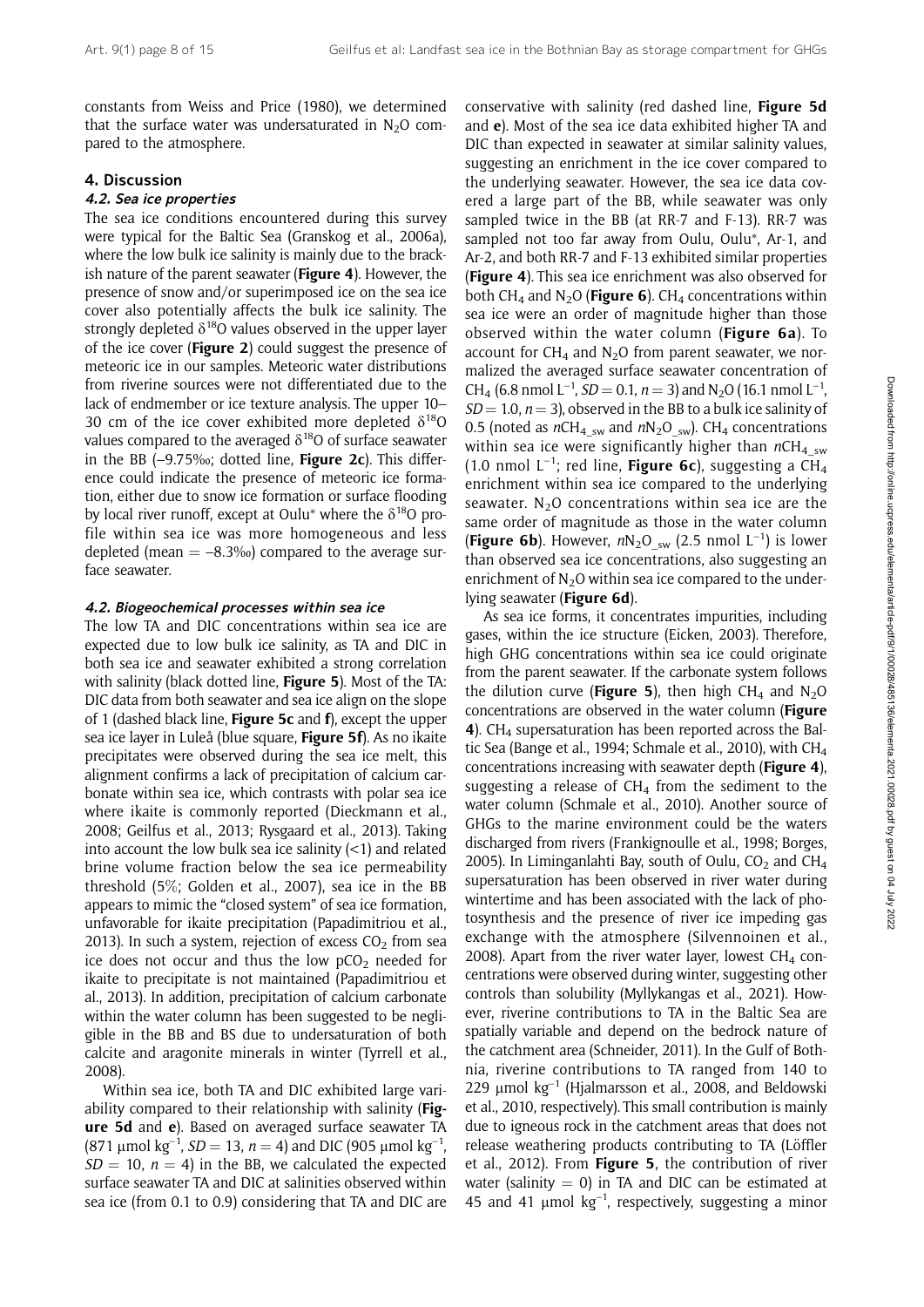constants from Weiss and Price (1980), we determined that the surface water was undersaturated in $N_2O$ compared to the atmosphere.

## 4. Discussion

### 4.2. Sea ice properties

The sea ice conditions encountered during this survey were typical for the Baltic Sea (Granskog et al., 2006a), where the low bulk ice salinity is mainly due to the brackish nature of the parent seawater (**Figure 4**). However, the presence of snow and/or superimposed ice on the sea ice cover also potentially affects the bulk ice salinity. The strongly depleted $\delta^{18}O$ values observed in the upper layer of the ice cover (**Figure 2**) could suggest the presence of meteoric ice in our samples. Meteoric water distributions from riverine sources were not differentiated due to the lack of endmember or ice texture analysis. The upper 10–30 cm of the ice cover exhibited more depleted $\delta^{18}O$ values compared to the averaged $\delta^{18}O$ of surface seawater in the BB (–9.75‰; dotted line, **Figure 2c**). This difference could indicate the presence of meteoric ice formation, either due to snow ice formation or surface flooding by local river runoff, except at Oulu* where the $\delta^{18}O$ profile within sea ice was more homogeneous and less depleted (mean = –8.3‰) compared to the average surface seawater.

### 4.2. Biogeochemical processes within sea ice

The low TA and DIC concentrations within sea ice are expected due to low bulk ice salinity, as TA and DIC in both sea ice and seawater exhibited a strong correlation with salinity (black dotted line, **Figure 5**). Most of the TA:DIC data from both seawater and sea ice align on the slope of 1 (dashed black line, **Figure 5c** and **f**), except the upper sea ice layer in Luleå (blue square, **Figure 5f**). As no ikaite precipitates were observed during the sea ice melt, this alignment confirms a lack of precipitation of calcium carbonate within sea ice, which contrasts with polar sea ice where ikaite is commonly reported (Dieckmann et al., 2008; Geilfus et al., 2013; Rysgaard et al., 2013). Taking into account the low bulk sea ice salinity (<1) and related brine volume fraction below the sea ice permeability threshold (5%; Golden et al., 2007), sea ice in the BB appears to mimic the "closed system" of sea ice formation, unfavorable for ikaite precipitation (Papadimitriou et al., 2013). In such a system, rejection of excess $CO_2$ from sea ice does not occur and thus the low $pCO_2$ needed for ikaite to precipitate is not maintained (Papadimitriou et al., 2013). In addition, precipitation of calcium carbonate within the water column has been suggested to be negligible in the BB and BS due to undersaturation of both calcite and aragonite minerals in winter (Tyrrell et al., 2008).

Within sea ice, both TA and DIC exhibited large variability compared to their relationship with salinity (**Figure 5d** and **e**). Based on averaged surface seawater TA (871 µmol kg$^{-1}$, $SD = 13$, $n = 4$) and DIC (905 µmol kg$^{-1}$, $SD = 10$, $n = 4$) in the BB, we calculated the expected surface seawater TA and DIC at salinities observed within sea ice (from 0.1 to 0.9) considering that TA and DIC are conservative with salinity (red dashed line, **Figure 5d** and **e**). Most of the sea ice data exhibited higher TA and DIC than expected in seawater at similar salinity values, suggesting an enrichment in the ice cover compared to the underlying seawater. However, the sea ice data covered a large part of the BB, while seawater was only sampled twice in the BB (at RR-7 and F-13). RR-7 was sampled not too far away from Oulu, Oulu*, Ar-1, and Ar-2, and both RR-7 and F-13 exhibited similar properties (**Figure 4**). This sea ice enrichment was also observed for both $CH_4$ and $N_2O$ (**Figure 6**). $CH_4$ concentrations within sea ice were an order of magnitude higher than those observed within the water column (**Figure 6a**). To account for $CH_4$ and $N_2O$ from parent seawater, we normalized the averaged surface seawater concentration of $CH_4$ (6.8 nmol L$^{-1}$, $SD = 0.1$, $n = 3$) and $N_2O$ (16.1 nmol L$^{-1}$, $SD = 1.0$, $n = 3$), observed in the BB to a bulk ice salinity of 0.5 (noted as $nCH_{4\_sw}$ and $nN_2O_{\_sw}$). $CH_4$ concentrations within sea ice were significantly higher than $nCH_{4\_sw}$ (1.0 nmol L$^{-1}$; red line, **Figure 6c**), suggesting a $CH_4$ enrichment within sea ice compared to the underlying seawater. $N_2O$ concentrations within sea ice are the same order of magnitude as those in the water column (**Figure 6b**). However, $nN_2O_{\_sw}$ (2.5 nmol L$^{-1}$) is lower than observed sea ice concentrations, also suggesting an enrichment of $N_2O$ within sea ice compared to the underlying seawater (**Figure 6d**).

As sea ice forms, it concentrates impurities, including gases, within the ice structure (Eicken, 2003). Therefore, high GHG concentrations within sea ice could originate from the parent seawater. If the carbonate system follows the dilution curve (**Figure 5**), then high $CH_4$ and $N_2O$ concentrations are observed in the water column (**Figure 4**). $CH_4$ supersaturation has been reported across the Baltic Sea (Bange et al., 1994; Schmale et al., 2010), with $CH_4$ concentrations increasing with seawater depth (**Figure 4**), suggesting a release of $CH_4$ from the sediment to the water column (Schmale et al., 2010). Another source of GHGs to the marine environment could be the waters discharged from rivers (Frankignoulle et al., 1998; Borges, 2005). In Liminganlahti Bay, south of Oulu, $CO_2$ and $CH_4$ supersaturation has been observed in river water during wintertime and has been associated with the lack of photosynthesis and the presence of river ice impeding gas exchange with the atmosphere (Silvennoinen et al., 2008). Apart from the river water layer, lowest $CH_4$ concentrations were observed during winter, suggesting other controls than solubility (Myllykangas et al., 2021). However, riverine contributions to TA in the Baltic Sea are spatially variable and depend on the bedrock nature of the catchment area (Schneider, 2011). In the Gulf of Bothnia, riverine contributions to TA ranged from 140 to 229 µmol kg$^{-1}$ (Hjalmarsson et al., 2008, and Beldowski et al., 2010, respectively). This small contribution is mainly due to igneous rock in the catchment areas that does not release weathering products contributing to TA (Löffler et al., 2012). From **Figure 5**, the contribution of river water (salinity = 0) in TA and DIC can be estimated at 45 and 41 µmol kg$^{-1}$, respectively, suggesting a minor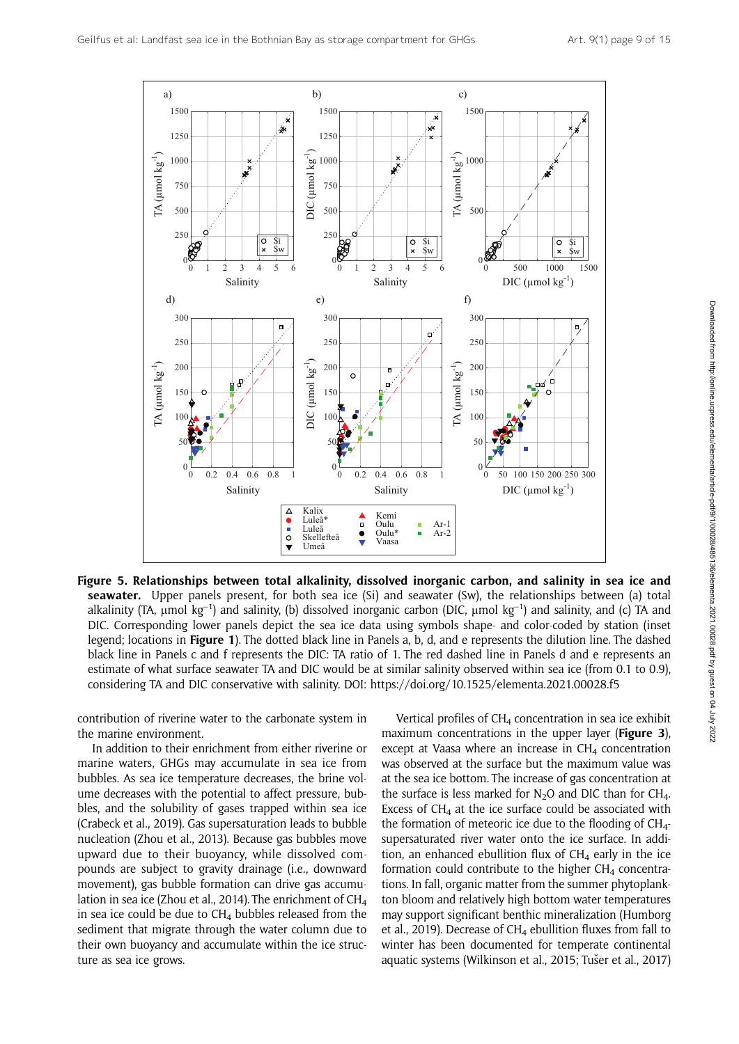**Figure 5. Relationships between total alkalinity, dissolved inorganic carbon, and salinity in sea ice and seawater.** Upper panels present, for both sea ice (Si) and seawater (Sw), the relationships between (a) total alkalinity (TA, µmol $kg^{-1}$) and salinity, (b) dissolved inorganic carbon (DIC, µmol $kg^{-1}$) and salinity, and (c) TA and DIC. Corresponding lower panels depict the sea ice data using symbols shape- and color-coded by station (inset legend; locations in **Figure 1**). The dotted black line in Panels a, b, d, and e represents the dilution line. The dashed black line in Panels c and f represents the DIC: TA ratio of 1. The red dashed line in Panels d and e represents an estimate of what surface seawater TA and DIC would be at similar salinity observed within sea ice (from 0.1 to 0.9), considering TA and DIC conservative with salinity. DOI: https://doi.org/10.1525/elementa.2021.00028.f5

contribution of riverine water to the carbonate system in the marine environment.

In addition to their enrichment from either riverine or marine waters, GHGs may accumulate in sea ice from bubbles. As sea ice temperature decreases, the brine volume decreases with the potential to affect pressure, bubbles, and the solubility of gases trapped within sea ice (Crabeck et al., 2019). Gas supersaturation leads to bubble nucleation (Zhou et al., 2013). Because gas bubbles move upward due to their buoyancy, while dissolved compounds are subject to gravity drainage (i.e., downward movement), gas bubble formation can drive gas accumulation in sea ice (Zhou et al., 2014). The enrichment of $CH_4$ in sea ice could be due to $CH_4$ bubbles released from the sediment that migrate through the water column due to their own buoyancy and accumulate within the ice structure as sea ice grows.

Vertical profiles of $CH_4$ concentration in sea ice exhibit maximum concentrations in the upper layer (**Figure 3**), except at Vaasa where an increase in $CH_4$ concentration was observed at the surface but the maximum value was at the sea ice bottom. The increase of gas concentration at the surface is less marked for $N_2O$ and DIC than for $CH_4$. Excess of $CH_4$ at the ice surface could be associated with the formation of meteoric ice due to the flooding of $CH_4$-supersaturated river water onto the ice surface. In addition, an enhanced ebullition flux of $CH_4$ early in the ice formation could contribute to the higher $CH_4$ concentrations. In fall, organic matter from the summer phytoplankton bloom and relatively high bottom water temperatures may support significant benthic mineralization (Humborg et al., 2019). Decrease of $CH_4$ ebullition fluxes from fall to winter has been documented for temperate continental aquatic systems (Wilkinson et al., 2015; Tušer et al., 2017)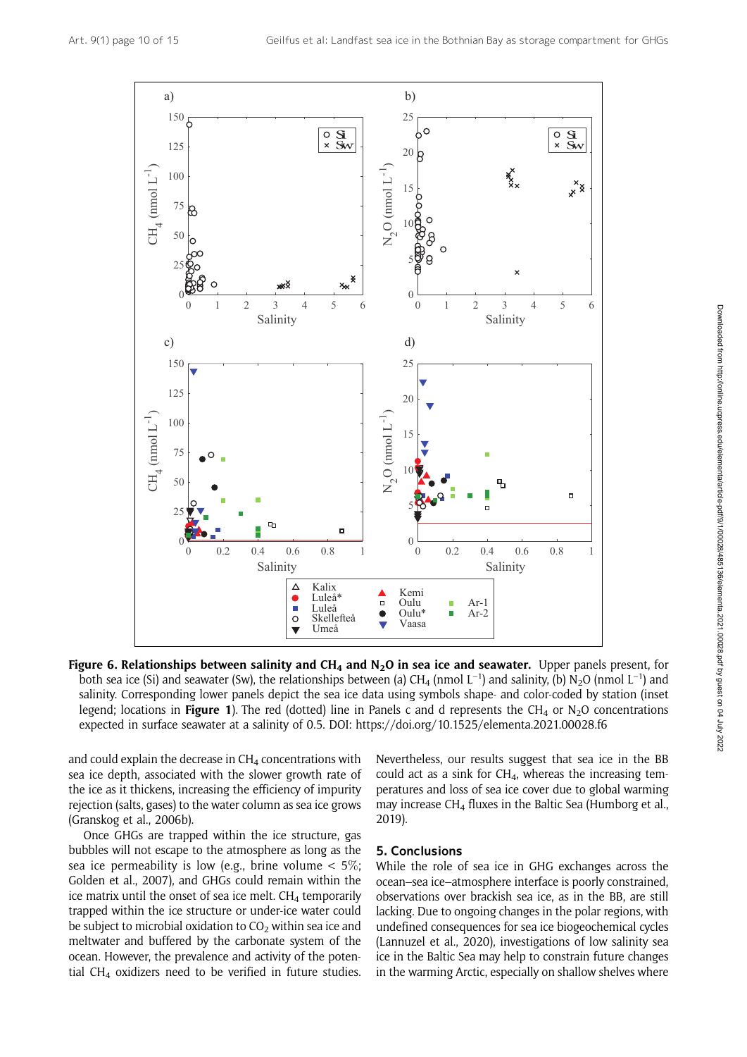**Figure 6. Relationships between salinity and $CH_4$ and $N_2O$ in sea ice and seawater.** Upper panels present, for both sea ice (Si) and seawater (Sw), the relationships between (a) $CH_4$ (nmol $L^{-1}$) and salinity, (b) $N_2O$ (nmol $L^{-1}$) and salinity. Corresponding lower panels depict the sea ice data using symbols shape- and color-coded by station (inset legend; locations in **Figure 1**). The red (dotted) line in Panels c and d represents the $CH_4$ or $N_2O$ concentrations expected in surface seawater at a salinity of 0.5. DOI: https://doi.org/10.1525/elementa.2021.00028.f6

and could explain the decrease in $CH_4$ concentrations with sea ice depth, associated with the slower growth rate of the ice as it thickens, increasing the efficiency of impurity rejection (salts, gases) to the water column as sea ice grows (Granskog et al., 2006b).

Once GHGs are trapped within the ice structure, gas bubbles will not escape to the atmosphere as long as the sea ice permeability is low (e.g., brine volume < 5%; Golden et al., 2007), and GHGs could remain within the ice matrix until the onset of sea ice melt. $CH_4$ temporarily trapped within the ice structure or under-ice water could be subject to microbial oxidation to $CO_2$ within sea ice and meltwater and buffered by the carbonate system of the ocean. However, the prevalence and activity of the potential $CH_4$ oxidizers need to be verified in future studies. Nevertheless, our results suggest that sea ice in the BB could act as a sink for $CH_4$, whereas the increasing temperatures and loss of sea ice cover due to global warming may increase $CH_4$ fluxes in the Baltic Sea (Humborg et al., 2019).

## 5. Conclusions

While the role of sea ice in GHG exchanges across the ocean–sea ice–atmosphere interface is poorly constrained, observations over brackish sea ice, as in the BB, are still lacking. Due to ongoing changes in the polar regions, with undefined consequences for sea ice biogeochemical cycles (Lannuzel et al., 2020), investigations of low salinity sea ice in the Baltic Sea may help to constrain future changes in the warming Arctic, especially on shallow shelves where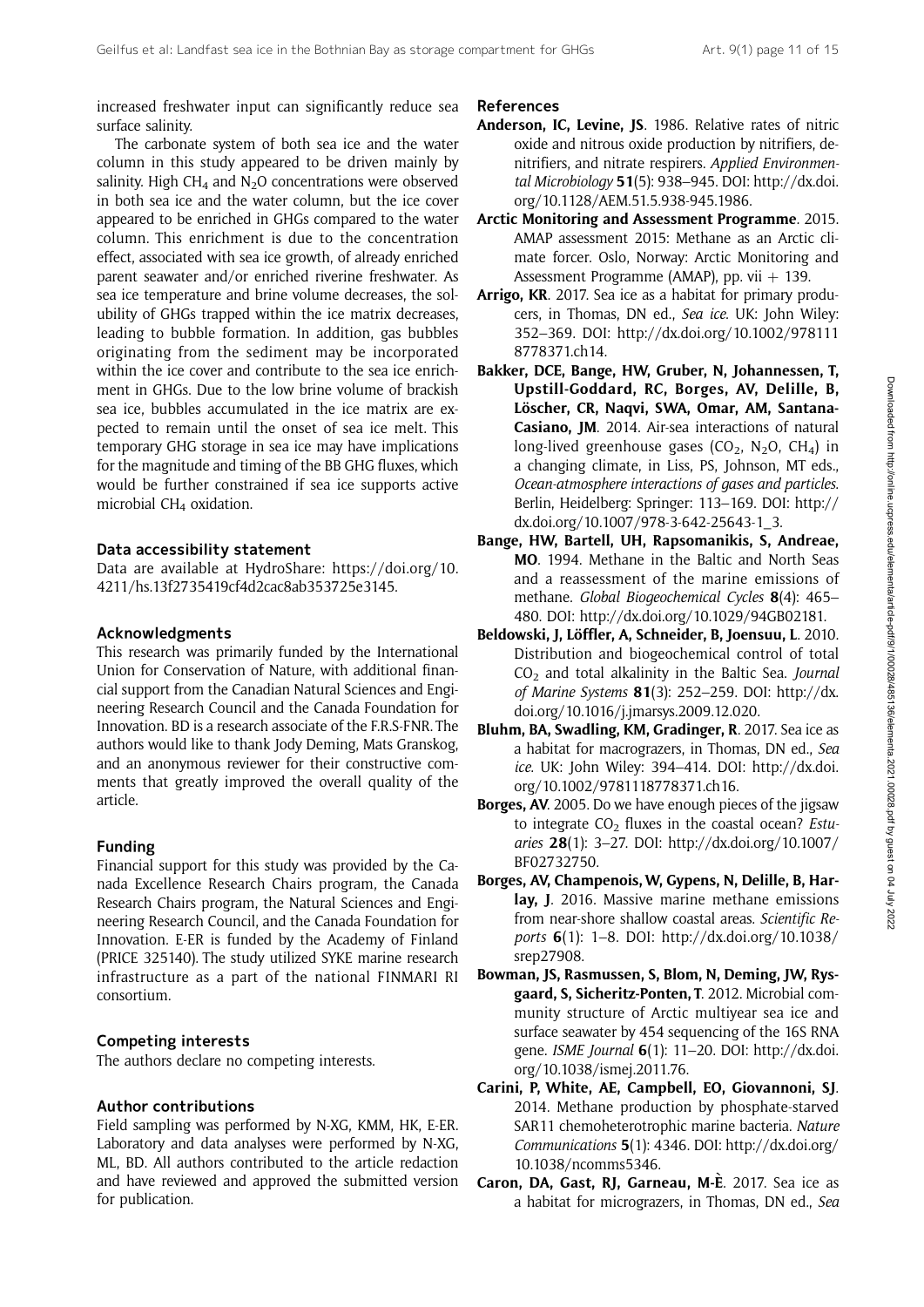increased freshwater input can significantly reduce sea surface salinity.

The carbonate system of both sea ice and the water column in this study appeared to be driven mainly by salinity. High $CH_4$ and $N_2O$ concentrations were observed in both sea ice and the water column, but the ice cover appeared to be enriched in GHGs compared to the water column. This enrichment is due to the concentration effect, associated with sea ice growth, of already enriched parent seawater and/or enriched riverine freshwater. As sea ice temperature and brine volume decreases, the solubility of GHGs trapped within the ice matrix decreases, leading to bubble formation. In addition, gas bubbles originating from the sediment may be incorporated within the ice cover and contribute to the sea ice enrichment in GHGs. Due to the low brine volume of brackish sea ice, bubbles accumulated in the ice matrix are expected to remain until the onset of sea ice melt. This temporary GHG storage in sea ice may have implications for the magnitude and timing of the BB GHG fluxes, which would be further constrained if sea ice supports active microbial $CH_4$ oxidation.

## Data accessibility statement

Data are available at HydroShare: https://doi.org/10.4211/hs.13f2735419cf4d2cac8ab353725e3145.

## Acknowledgments

This research was primarily funded by the International Union for Conservation of Nature, with additional financial support from the Canadian Natural Sciences and Engineering Research Council and the Canada Foundation for Innovation. BD is a research associate of the F.R.S-FNR. The authors would like to thank Jody Deming, Mats Granskog, and an anonymous reviewer for their constructive comments that greatly improved the overall quality of the article.

## Funding

Financial support for this study was provided by the Canada Excellence Research Chairs program, the Canada Research Chairs program, the Natural Sciences and Engineering Research Council, and the Canada Foundation for Innovation. E-ER is funded by the Academy of Finland (PRICE 325140). The study utilized SYKE marine research infrastructure as a part of the national FINMARI RI consortium.

## Competing interests

The authors declare no competing interests.

## Author contributions

Field sampling was performed by N-XG, KMM, HK, E-ER. Laboratory and data analyses were performed by N-XG, ML, BD. All authors contributed to the article redaction and have reviewed and approved the submitted version for publication.

## References

**Anderson, IC, Levine, JS**. 1986. Relative rates of nitric oxide and nitrous oxide production by nitrifiers, denitrifiers, and nitrate respirers. *Applied Environmental Microbiology* **51**(5): 938–945. DOI: http://dx.doi.org/10.1128/AEM.51.5.938-945.1986.

**Arctic Monitoring and Assessment Programme**. 2015. AMAP assessment 2015: Methane as an Arctic climate forcer. Oslo, Norway: Arctic Monitoring and Assessment Programme (AMAP), pp. vii + 139.

**Arrigo, KR**. 2017. Sea ice as a habitat for primary producers, in Thomas, DN ed., *Sea ice*. UK: John Wiley: 352–369. DOI: http://dx.doi.org/10.1002/9781118778371.ch14.

**Bakker, DCE, Bange, HW, Gruber, N, Johannessen, T, Upstill-Goddard, RC, Borges, AV, Delille, B, Löscher, CR, Naqvi, SWA, Omar, AM, Santana-Casiano, JM**. 2014. Air-sea interactions of natural long-lived greenhouse gases ($CO_2$, $N_2O$, $CH_4$) in a changing climate, in Liss, PS, Johnson, MT eds., *Ocean-atmosphere interactions of gases and particles*. Berlin, Heidelberg: Springer: 113–169. DOI: http://dx.doi.org/10.1007/978-3-642-25643-1_3.

**Bange, HW, Bartell, UH, Rapsomanikis, S, Andreae, MO**. 1994. Methane in the Baltic and North Seas and a reassessment of the marine emissions of methane. *Global Biogeochemical Cycles* **8**(4): 465–480. DOI: http://dx.doi.org/10.1029/94GB02181.

**Beldowski, J, Löffler, A, Schneider, B, Joensuu, L**. 2010. Distribution and biogeochemical control of total $CO_2$ and total alkalinity in the Baltic Sea. *Journal of Marine Systems* **81**(3): 252–259. DOI: http://dx.doi.org/10.1016/j.jmarsys.2009.12.020.

**Bluhm, BA, Swadling, KM, Gradinger, R**. 2017. Sea ice as a habitat for macrograzers, in Thomas, DN ed., *Sea ice*. UK: John Wiley: 394–414. DOI: http://dx.doi.org/10.1002/9781118778371.ch16.

**Borges, AV**. 2005. Do we have enough pieces of the jigsaw to integrate $CO_2$ fluxes in the coastal ocean? *Estuaries* **28**(1): 3–27. DOI: http://dx.doi.org/10.1007/BF02732750.

**Borges, AV, Champenois, W, Gypens, N, Delille, B, Harlay, J**. 2016. Massive marine methane emissions from near-shore shallow coastal areas. *Scientific Reports* **6**(1): 1–8. DOI: http://dx.doi.org/10.1038/srep27908.

**Bowman, JS, Rasmussen, S, Blom, N, Deming, JW, Rysgaard, S, Sicheritz-Ponten, T**. 2012. Microbial community structure of Arctic multiyear sea ice and surface seawater by 454 sequencing of the 16S RNA gene. *ISME Journal* **6**(1): 11–20. DOI: http://dx.doi.org/10.1038/ismej.2011.76.

**Carini, P, White, AE, Campbell, EO, Giovannoni, SJ**. 2014. Methane production by phosphate-starved SAR11 chemoheterotrophic marine bacteria. *Nature Communications* **5**(1): 4346. DOI: http://dx.doi.org/10.1038/ncomms5346.

**Caron, DA, Gast, RJ, Garneau, M-È**. 2017. Sea ice as a habitat for micrograzers, in Thomas, DN ed., *Sea*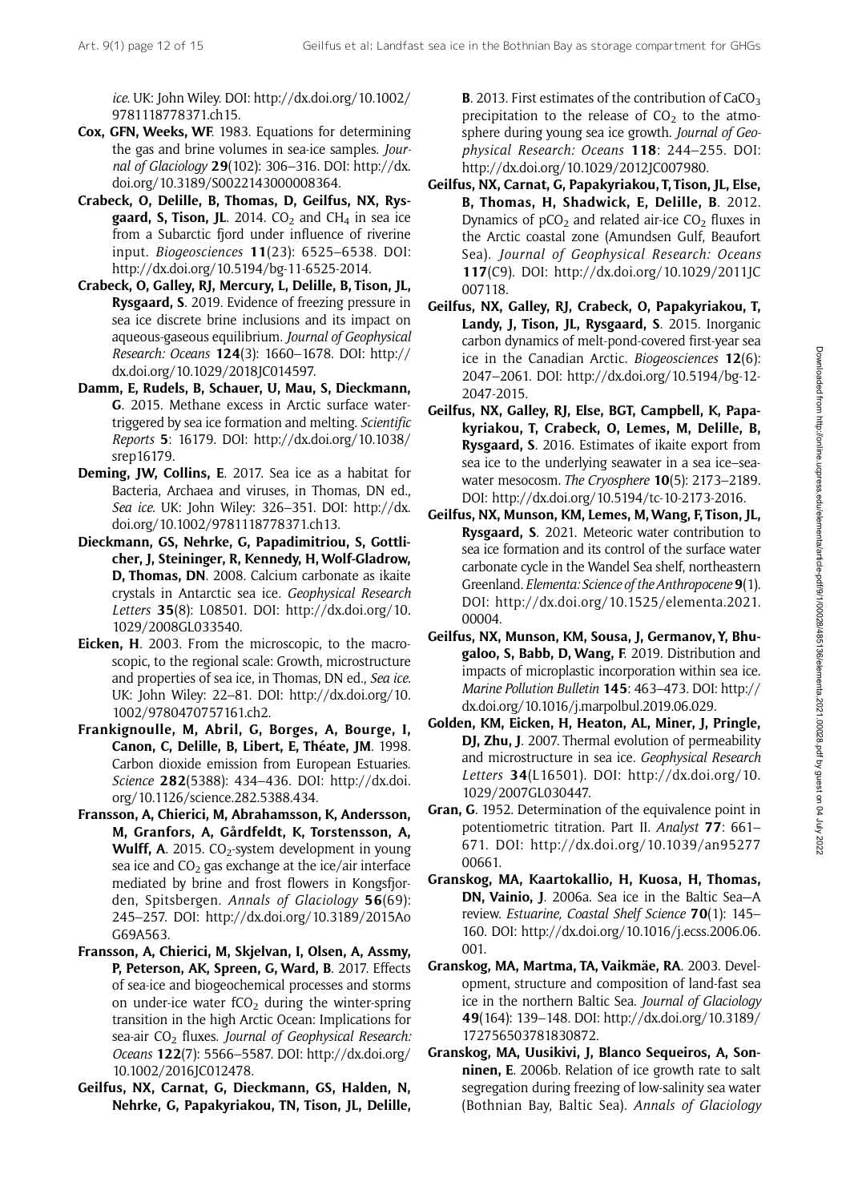*ice*. UK: John Wiley. DOI: http://dx.doi.org/10.1002/9781118778371.ch15.

**Cox, GFN, Weeks, WF**. 1983. Equations for determining the gas and brine volumes in sea-ice samples. *Journal of Glaciology* **29**(102): 306–316. DOI: http://dx.doi.org/10.3189/S0022143000008364.

**Crabeck, O, Delille, B, Thomas, D, Geilfus, NX, Rysgaard, S, Tison, JL**. 2014. $CO_2$ and $CH_4$ in sea ice from a Subarctic fjord under influence of riverine input. *Biogeosciences* **11**(23): 6525–6538. DOI: http://dx.doi.org/10.5194/bg-11-6525-2014.

**Crabeck, O, Galley, RJ, Mercury, L, Delille, B, Tison, JL, Rysgaard, S**. 2019. Evidence of freezing pressure in sea ice discrete brine inclusions and its impact on aqueous-gaseous equilibrium. *Journal of Geophysical Research: Oceans* **124**(3): 1660–1678. DOI: http://dx.doi.org/10.1029/2018JC014597.

**Damm, E, Rudels, B, Schauer, U, Mau, S, Dieckmann, G**. 2015. Methane excess in Arctic surface water-triggered by sea ice formation and melting. *Scientific Reports* **5**: 16179. DOI: http://dx.doi.org/10.1038/srep16179.

**Deming, JW, Collins, E**. 2017. Sea ice as a habitat for Bacteria, Archaea and viruses, in Thomas, DN ed., *Sea ice*. UK: John Wiley: 326–351. DOI: http://dx.doi.org/10.1002/9781118778371.ch13.

**Dieckmann, GS, Nehrke, G, Papadimitriou, S, Gottlicher, J, Steininger, R, Kennedy, H, Wolf-Gladrow, D, Thomas, DN**. 2008. Calcium carbonate as ikaite crystals in Antarctic sea ice. *Geophysical Research Letters* **35**(8): L08501. DOI: http://dx.doi.org/10.1029/2008GL033540.

**Eicken, H**. 2003. From the microscopic, to the macroscopic, to the regional scale: Growth, microstructure and properties of sea ice, in Thomas, DN ed., *Sea ice*. UK: John Wiley: 22–81. DOI: http://dx.doi.org/10.1002/9780470757161.ch2.

**Frankignoulle, M, Abril, G, Borges, A, Bourge, I, Canon, C, Delille, B, Libert, E, Théate, JM**. 1998. Carbon dioxide emission from European Estuaries. *Science* **282**(5388): 434–436. DOI: http://dx.doi.org/10.1126/science.282.5388.434.

**Fransson, A, Chierici, M, Abrahamsson, K, Andersson, M, Granfors, A, Gårdfeldt, K, Torstensson, A, Wulff, A**. 2015. $CO_2$-system development in young sea ice and $CO_2$ gas exchange at the ice/air interface mediated by brine and frost flowers in Kongsfjorden, Spitsbergen. *Annals of Glaciology* **56**(69): 245–257. DOI: http://dx.doi.org/10.3189/2015AoG69A563.

**Fransson, A, Chierici, M, Skjelvan, I, Olsen, A, Assmy, P, Peterson, AK, Spreen, G, Ward, B**. 2017. Effects of sea-ice and biogeochemical processes and storms on under-ice water $fCO_2$ during the winter-spring transition in the high Arctic Ocean: Implications for sea-air $CO_2$ fluxes. *Journal of Geophysical Research: Oceans* **122**(7): 5566–5587. DOI: http://dx.doi.org/10.1002/2016JC012478.

**Geilfus, NX, Carnat, G, Dieckmann, GS, Halden, N, Nehrke, G, Papakyriakou, TN, Tison, JL, Delille, B**. 2013. First estimates of the contribution of $CaCO_3$ precipitation to the release of $CO_2$ to the atmosphere during young sea ice growth. *Journal of Geophysical Research: Oceans* **118**: 244–255. DOI: http://dx.doi.org/10.1029/2012JC007980.

**Geilfus, NX, Carnat, G, Papakyriakou, T, Tison, JL, Else, B, Thomas, H, Shadwick, E, Delille, B**. 2012. Dynamics of $pCO_2$ and related air-ice $CO_2$ fluxes in the Arctic coastal zone (Amundsen Gulf, Beaufort Sea). *Journal of Geophysical Research: Oceans* **117**(C9). DOI: http://dx.doi.org/10.1029/2011JC007118.

**Geilfus, NX, Galley, RJ, Crabeck, O, Papakyriakou, T, Landy, J, Tison, JL, Rysgaard, S**. 2015. Inorganic carbon dynamics of melt-pond-covered first-year sea ice in the Canadian Arctic. *Biogeosciences* **12**(6): 2047–2061. DOI: http://dx.doi.org/10.5194/bg-12-2047-2015.

**Geilfus, NX, Galley, RJ, Else, BGT, Campbell, K, Papakyriakou, T, Crabeck, O, Lemes, M, Delille, B, Rysgaard, S**. 2016. Estimates of ikaite export from sea ice to the underlying seawater in a sea ice–seawater mesocosm. *The Cryosphere* **10**(5): 2173–2189. DOI: http://dx.doi.org/10.5194/tc-10-2173-2016.

**Geilfus, NX, Munson, KM, Lemes, M, Wang, F, Tison, JL, Rysgaard, S**. 2021. Meteoric water contribution to sea ice formation and its control of the surface water carbonate cycle in the Wandel Sea shelf, northeastern Greenland. *Elementa: Science of the Anthropocene* **9**(1). DOI: http://dx.doi.org/10.1525/elementa.2021.00004.

**Geilfus, NX, Munson, KM, Sousa, J, Germanov, Y, Bhugaloo, S, Babb, D, Wang, F**. 2019. Distribution and impacts of microplastic incorporation within sea ice. *Marine Pollution Bulletin* **145**: 463–473. DOI: http://dx.doi.org/10.1016/j.marpolbul.2019.06.029.

**Golden, KM, Eicken, H, Heaton, AL, Miner, J, Pringle, DJ, Zhu, J**. 2007. Thermal evolution of permeability and microstructure in sea ice. *Geophysical Research Letters* **34**(L16501). DOI: http://dx.doi.org/10.1029/2007GL030447.

**Gran, G**. 1952. Determination of the equivalence point in potentiometric titration. Part II. *Analyst* **77**: 661–671. DOI: http://dx.doi.org/10.1039/an9527700661.

**Granskog, MA, Kaartokallio, H, Kuosa, H, Thomas, DN, Vainio, J**. 2006a. Sea ice in the Baltic Sea—A review. *Estuarine, Coastal Shelf Science* **70**(1): 145–160. DOI: http://dx.doi.org/10.1016/j.ecss.2006.06.001.

**Granskog, MA, Martma, TA, Vaikmäe, RA**. 2003. Development, structure and composition of land-fast sea ice in the northern Baltic Sea. *Journal of Glaciology* **49**(164): 139–148. DOI: http://dx.doi.org/10.3189/172756503781830872.

**Granskog, MA, Uusikivi, J, Blanco Sequeiros, A, Sonninen, E**. 2006b. Relation of ice growth rate to salt segregation during freezing of low-salinity sea water (Bothnian Bay, Baltic Sea). *Annals of Glaciology*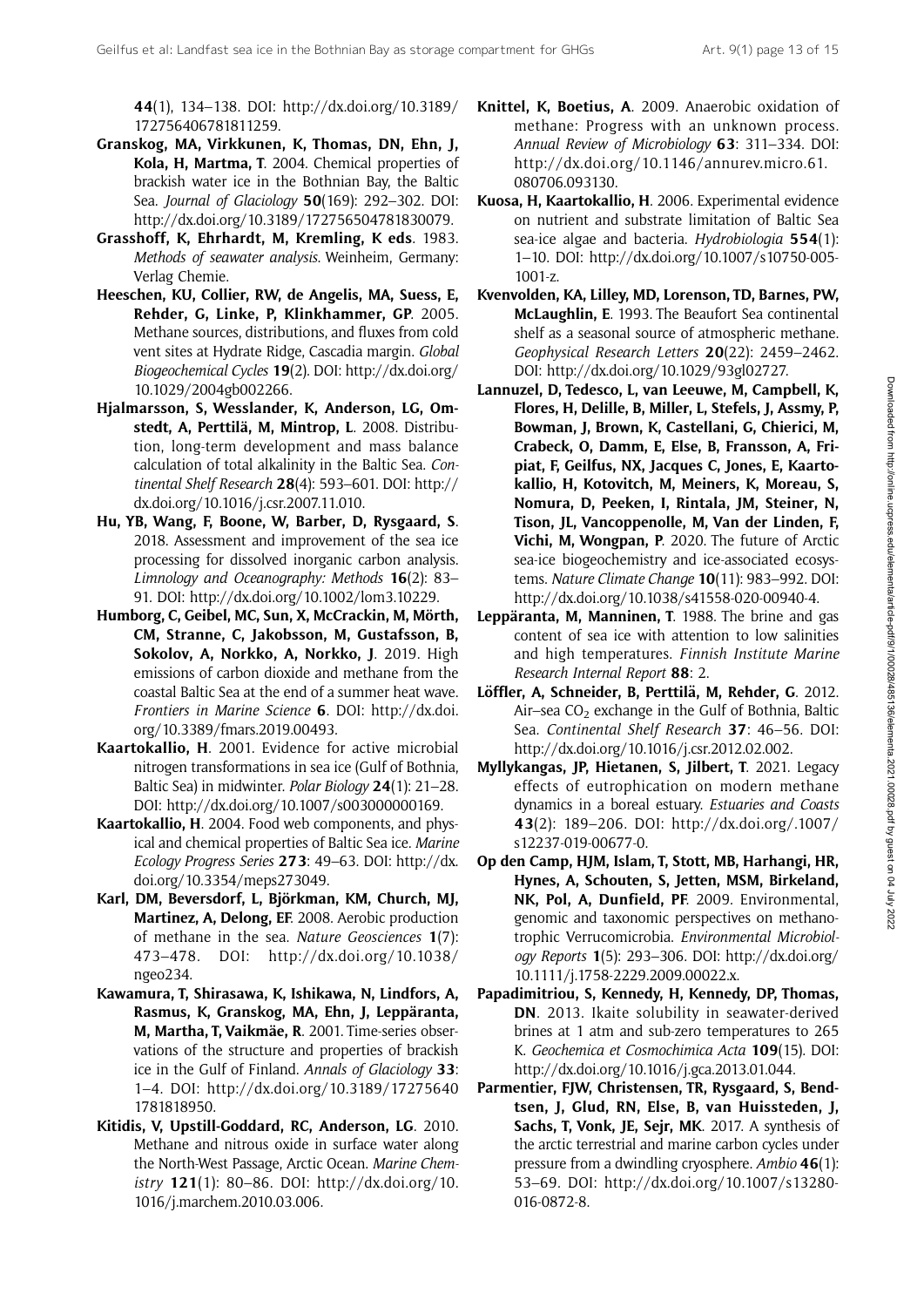**44**(1), 134–138. DOI: http://dx.doi.org/10.3189/172756406781811259.

**Granskog, MA, Virkkunen, K, Thomas, DN, Ehn, J, Kola, H, Martma, T**. 2004. Chemical properties of brackish water ice in the Bothnian Bay, the Baltic Sea. *Journal of Glaciology* **50**(169): 292–302. DOI: http://dx.doi.org/10.3189/172756504781830079.

**Grasshoff, K, Ehrhardt, M, Kremling, K eds**. 1983. *Methods of seawater analysis*. Weinheim, Germany: Verlag Chemie.

**Heeschen, KU, Collier, RW, de Angelis, MA, Suess, E, Rehder, G, Linke, P, Klinkhammer, GP**. 2005. Methane sources, distributions, and fluxes from cold vent sites at Hydrate Ridge, Cascadia margin. *Global Biogeochemical Cycles* **19**(2). DOI: http://dx.doi.org/10.1029/2004gb002266.

**Hjalmarsson, S, Wesslander, K, Anderson, LG, Omstedt, A, Perttilä, M, Mintrop, L**. 2008. Distribution, long-term development and mass balance calculation of total alkalinity in the Baltic Sea. *Continental Shelf Research* **28**(4): 593–601. DOI: http://dx.doi.org/10.1016/j.csr.2007.11.010.

**Hu, YB, Wang, F, Boone, W, Barber, D, Rysgaard, S**. 2018. Assessment and improvement of the sea ice processing for dissolved inorganic carbon analysis. *Limnology and Oceanography: Methods* **16**(2): 83–91. DOI: http://dx.doi.org/10.1002/lom3.10229.

**Humborg, C, Geibel, MC, Sun, X, McCrackin, M, Mörth, CM, Stranne, C, Jakobsson, M, Gustafsson, B, Sokolov, A, Norkko, A, Norkko, J**. 2019. High emissions of carbon dioxide and methane from the coastal Baltic Sea at the end of a summer heat wave. *Frontiers in Marine Science* **6**. DOI: http://dx.doi.org/10.3389/fmars.2019.00493.

**Kaartokallio, H**. 2001. Evidence for active microbial nitrogen transformations in sea ice (Gulf of Bothnia, Baltic Sea) in midwinter. *Polar Biology* **24**(1): 21–28. DOI: http://dx.doi.org/10.1007/s003000000169.

**Kaartokallio, H**. 2004. Food web components, and physical and chemical properties of Baltic Sea ice. *Marine Ecology Progress Series* **273**: 49–63. DOI: http://dx.doi.org/10.3354/meps273049.

**Karl, DM, Beversdorf, L, Björkman, KM, Church, MJ, Martinez, A, Delong, EF**. 2008. Aerobic production of methane in the sea. *Nature Geosciences* **1**(7): 473–478. DOI: http://dx.doi.org/10.1038/ngeo234.

**Kawamura, T, Shirasawa, K, Ishikawa, N, Lindfors, A, Rasmus, K, Granskog, MA, Ehn, J, Leppäranta, M, Martha, T, Vaikmäe, R**. 2001. Time-series observations of the structure and properties of brackish ice in the Gulf of Finland. *Annals of Glaciology* **33**: 1–4. DOI: http://dx.doi.org/10.3189/172756401781818950.

**Kitidis, V, Upstill-Goddard, RC, Anderson, LG**. 2010. Methane and nitrous oxide in surface water along the North-West Passage, Arctic Ocean. *Marine Chemistry* **121**(1): 80–86. DOI: http://dx.doi.org/10.1016/j.marchem.2010.03.006.

**Knittel, K, Boetius, A**. 2009. Anaerobic oxidation of methane: Progress with an unknown process. *Annual Review of Microbiology* **63**: 311–334. DOI: http://dx.doi.org/10.1146/annurev.micro.61.080706.093130.

**Kuosa, H, Kaartokallio, H**. 2006. Experimental evidence on nutrient and substrate limitation of Baltic Sea sea-ice algae and bacteria. *Hydrobiologia* **554**(1): 1–10. DOI: http://dx.doi.org/10.1007/s10750-005-1001-z.

**Kvenvolden, KA, Lilley, MD, Lorenson, TD, Barnes, PW, McLaughlin, E**. 1993. The Beaufort Sea continental shelf as a seasonal source of atmospheric methane. *Geophysical Research Letters* **20**(22): 2459–2462. DOI: http://dx.doi.org/10.1029/93gl02727.

**Lannuzel, D, Tedesco, L, van Leeuwe, M, Campbell, K, Flores, H, Delille, B, Miller, L, Stefels, J, Assmy, P, Bowman, J, Brown, K, Castellani, G, Chierici, M, Crabeck, O, Damm, E, Else, B, Fransson, A, Fripiat, F, Geilfus, NX, Jacques C, Jones, E, Kaartokallio, H, Kotovitch, M, Meiners, K, Moreau, S, Nomura, D, Peeken, I, Rintala, JM, Steiner, N, Tison, JL, Vancoppenolle, M, Van der Linden, F, Vichi, M, Wongpan, P**. 2020. The future of Arctic sea-ice biogeochemistry and ice-associated ecosystems. *Nature Climate Change* **10**(11): 983–992. DOI: http://dx.doi.org/10.1038/s41558-020-00940-4.

**Leppäranta, M, Manninen, T**. 1988. The brine and gas content of sea ice with attention to low salinities and high temperatures. *Finnish Institute Marine Research Internal Report* **88**: 2.

**Löffler, A, Schneider, B, Perttilä, M, Rehder, G**. 2012. Air–sea $CO_2$ exchange in the Gulf of Bothnia, Baltic Sea. *Continental Shelf Research* **37**: 46–56. DOI: http://dx.doi.org/10.1016/j.csr.2012.02.002.

**Myllykangas, JP, Hietanen, S, Jilbert, T**. 2021. Legacy effects of eutrophication on modern methane dynamics in a boreal estuary. *Estuaries and Coasts* **43**(2): 189–206. DOI: http://dx.doi.org/.1007/s12237-019-00677-0.

**Op den Camp, HJM, Islam, T, Stott, MB, Harhangi, HR, Hynes, A, Schouten, S, Jetten, MSM, Birkeland, NK, Pol, A, Dunfield, PF**. 2009. Environmental, genomic and taxonomic perspectives on methanotrophic Verrucomicrobia. *Environmental Microbiology Reports* **1**(5): 293–306. DOI: http://dx.doi.org/10.1111/j.1758-2229.2009.00022.x.

**Papadimitriou, S, Kennedy, H, Kennedy, DP, Thomas, DN**. 2013. Ikaite solubility in seawater-derived brines at 1 atm and sub-zero temperatures to 265 K. *Geochemica et Cosmochimica Acta* **109**(15). DOI: http://dx.doi.org/10.1016/j.gca.2013.01.044.

**Parmentier, FJW, Christensen, TR, Rysgaard, S, Bendtsen, J, Glud, RN, Else, B, van Huissteden, J, Sachs, T, Vonk, JE, Sejr, MK**. 2017. A synthesis of the arctic terrestrial and marine carbon cycles under pressure from a dwindling cryosphere. *Ambio* **46**(1): 53–69. DOI: http://dx.doi.org/10.1007/s13280-016-0872-8.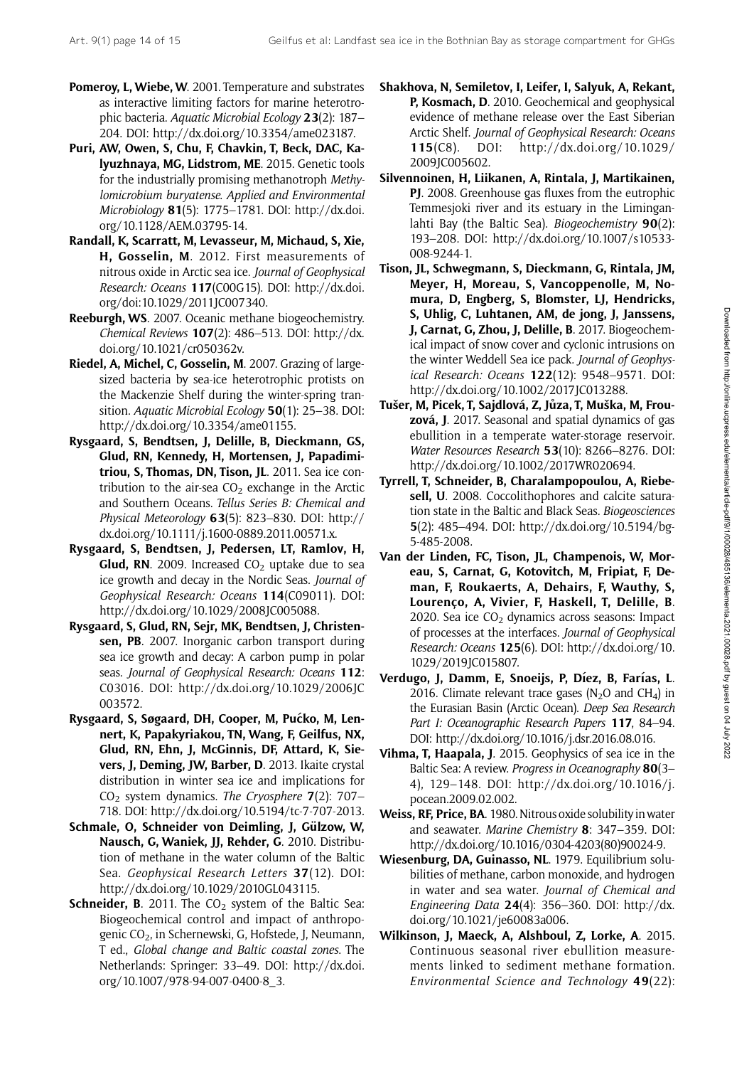**Pomeroy, L, Wiebe, W**. 2001. Temperature and substrates as interactive limiting factors for marine heterotrophic bacteria. *Aquatic Microbial Ecology* **23**(2): 187–204. DOI: http://dx.doi.org/10.3354/ame023187.

**Puri, AW, Owen, S, Chu, F, Chavkin, T, Beck, DAC, Kalyuzhnaya, MG, Lidstrom, ME**. 2015. Genetic tools for the industrially promising methanotroph *Methylomicrobium buryatense*. *Applied and Environmental Microbiology* **81**(5): 1775–1781. DOI: http://dx.doi.org/10.1128/AEM.03795-14.

**Randall, K, Scarratt, M, Levasseur, M, Michaud, S, Xie, H, Gosselin, M**. 2012. First measurements of nitrous oxide in Arctic sea ice. *Journal of Geophysical Research: Oceans* **117**(C00G15). DOI: http://dx.doi.org/doi:10.1029/2011JC007340.

**Reeburgh, WS**. 2007. Oceanic methane biogeochemistry. *Chemical Reviews* **107**(2): 486–513. DOI: http://dx.doi.org/10.1021/cr050362v.

**Riedel, A, Michel, C, Gosselin, M**. 2007. Grazing of large-sized bacteria by sea-ice heterotrophic protists on the Mackenzie Shelf during the winter-spring transition. *Aquatic Microbial Ecology* **50**(1): 25–38. DOI: http://dx.doi.org/10.3354/ame01155.

**Rysgaard, S, Bendtsen, J, Delille, B, Dieckmann, GS, Glud, RN, Kennedy, H, Mortensen, J, Papadimitriou, S, Thomas, DN, Tison, JL**. 2011. Sea ice contribution to the air-sea $CO_2$ exchange in the Arctic and Southern Oceans. *Tellus Series B: Chemical and Physical Meteorology* **63**(5): 823–830. DOI: http://dx.doi.org/10.1111/j.1600-0889.2011.00571.x.

**Rysgaard, S, Bendtsen, J, Pedersen, LT, Ramlov, H, Glud, RN**. 2009. Increased $CO_2$ uptake due to sea ice growth and decay in the Nordic Seas. *Journal of Geophysical Research: Oceans* **114**(C09011). DOI: http://dx.doi.org/10.1029/2008JC005088.

**Rysgaard, S, Glud, RN, Sejr, MK, Bendtsen, J, Christensen, PB**. 2007. Inorganic carbon transport during sea ice growth and decay: A carbon pump in polar seas. *Journal of Geophysical Research: Oceans* **112**: C03016. DOI: http://dx.doi.org/10.1029/2006JC003572.

**Rysgaard, S, Søgaard, DH, Cooper, M, Pućko, M, Lennert, K, Papakyriakou, TN, Wang, F, Geilfus, NX, Glud, RN, Ehn, J, McGinnis, DF, Attard, K, Sievers, J, Deming, JW, Barber, D**. 2013. Ikaite crystal distribution in winter sea ice and implications for $CO_2$ system dynamics. *The Cryosphere* **7**(2): 707–718. DOI: http://dx.doi.org/10.5194/tc-7-707-2013.

**Schmale, O, Schneider von Deimling, J, Gülzow, W, Nausch, G, Waniek, JJ, Rehder, G**. 2010. Distribution of methane in the water column of the Baltic Sea. *Geophysical Research Letters* **37**(12). DOI: http://dx.doi.org/10.1029/2010GL043115.

**Schneider, B**. 2011. The $CO_2$ system of the Baltic Sea: Biogeochemical control and impact of anthropogenic $CO_2$, in Schernewski, G, Hofstede, J, Neumann, T ed., *Global change and Baltic coastal zones*. The Netherlands: Springer: 33–49. DOI: http://dx.doi.org/10.1007/978-94-007-0400-8_3.

**Shakhova, N, Semiletov, I, Leifer, I, Salyuk, A, Rekant, P, Kosmach, D**. 2010. Geochemical and geophysical evidence of methane release over the East Siberian Arctic Shelf. *Journal of Geophysical Research: Oceans* **115**(C8). DOI: http://dx.doi.org/10.1029/2009JC005602.

**Silvennoinen, H, Liikanen, A, Rintala, J, Martikainen, PJ**. 2008. Greenhouse gas fluxes from the eutrophic Temmesjoki river and its estuary in the Liminganlahti Bay (the Baltic Sea). *Biogeochemistry* **90**(2): 193–208. DOI: http://dx.doi.org/10.1007/s10533-008-9244-1.

**Tison, JL, Schwegmann, S, Dieckmann, G, Rintala, JM, Meyer, H, Moreau, S, Vancoppenolle, M, Nomura, D, Engberg, S, Blomster, LJ, Hendricks, S, Uhlig, C, Luhtanen, AM, de jong, J, Janssens, J, Carnat, G, Zhou, J, Delille, B**. 2017. Biogeochemical impact of snow cover and cyclonic intrusions on the winter Weddell Sea ice pack. *Journal of Geophysical Research: Oceans* **122**(12): 9548–9571. DOI: http://dx.doi.org/10.1002/2017JC013288.

**Tušer, M, Picek, T, Sajdlová, Z, Jůza, T, Muška, M, Frouzová, J**. 2017. Seasonal and spatial dynamics of gas ebullition in a temperate water-storage reservoir. *Water Resources Research* **53**(10): 8266–8276. DOI: http://dx.doi.org/10.1002/2017WR020694.

**Tyrrell, T, Schneider, B, Charalampopoulou, A, Riebesell, U**. 2008. Coccolithophores and calcite saturation state in the Baltic and Black Seas. *Biogeosciences* **5**(2): 485–494. DOI: http://dx.doi.org/10.5194/bg-5-485-2008.

**Van der Linden, FC, Tison, JL, Champenois, W, Moreau, S, Carnat, G, Kotovitch, M, Fripiat, F, Deman, F, Roukaerts, A, Dehairs, F, Wauthy, S, Lourenço, A, Vivier, F, Haskell, T, Delille, B**. 2020. Sea ice $CO_2$ dynamics across seasons: Impact of processes at the interfaces. *Journal of Geophysical Research: Oceans* **125**(6). DOI: http://dx.doi.org/10.1029/2019JC015807.

**Verdugo, J, Damm, E, Snoeijs, P, Díez, B, Farías, L**. 2016. Climate relevant trace gases ($N_2O$ and $CH_4$) in the Eurasian Basin (Arctic Ocean). *Deep Sea Research Part I: Oceanographic Research Papers* **117**, 84–94. DOI: http://dx.doi.org/10.1016/j.dsr.2016.08.016.

**Vihma, T, Haapala, J**. 2015. Geophysics of sea ice in the Baltic Sea: A review. *Progress in Oceanography* **80**(3–4), 129–148. DOI: http://dx.doi.org/10.1016/j.pocean.2009.02.002.

**Weiss, RF, Price, BA**. 1980. Nitrous oxide solubility in water and seawater. *Marine Chemistry* **8**: 347–359. DOI: http://dx.doi.org/10.1016/0304-4203(80)90024-9.

**Wiesenburg, DA, Guinasso, NL**. 1979. Equilibrium solubilities of methane, carbon monoxide, and hydrogen in water and sea water. *Journal of Chemical and Engineering Data* **24**(4): 356–360. DOI: http://dx.doi.org/10.1021/je60083a006.

**Wilkinson, J, Maeck, A, Alshboul, Z, Lorke, A**. 2015. Continuous seasonal river ebullition measurements linked to sediment methane formation. *Environmental Science and Technology* **49**(22):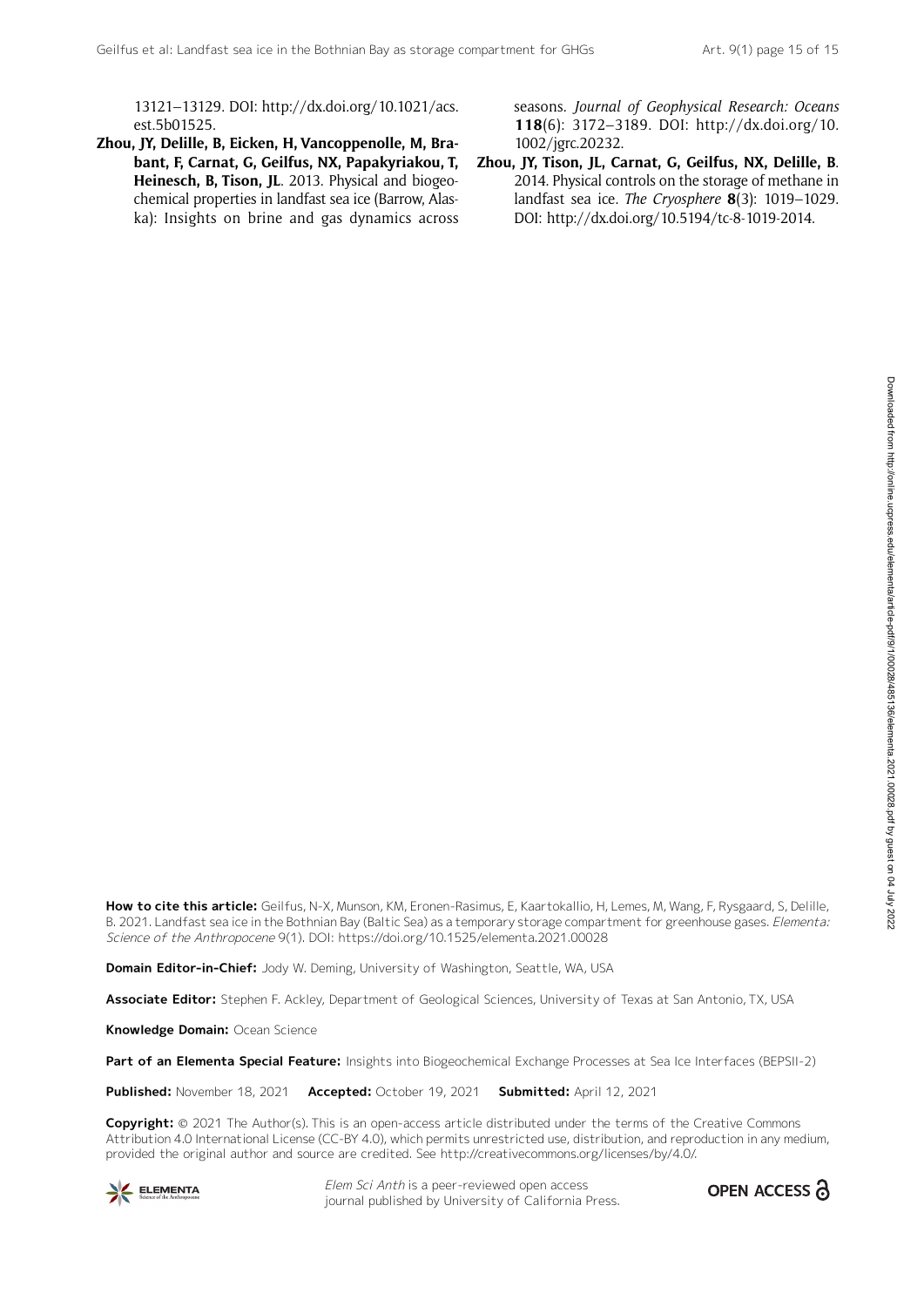13121–13129. DOI: http://dx.doi.org/10.1021/acs.est.5b01525.

**Zhou, JY, Delille, B, Eicken, H, Vancoppenolle, M, Brabant, F, Carnat, G, Geilfus, NX, Papakyriakou, T, Heinesch, B, Tison, JL**. 2013. Physical and biogeochemical properties in landfast sea ice (Barrow, Alaska): Insights on brine and gas dynamics across seasons. *Journal of Geophysical Research: Oceans* **118**(6): 3172–3189. DOI: http://dx.doi.org/10.1002/jgrc.20232.

**Zhou, JY, Tison, JL, Carnat, G, Geilfus, NX, Delille, B**. 2014. Physical controls on the storage of methane in landfast sea ice. *The Cryosphere* **8**(3): 1019–1029. DOI: http://dx.doi.org/10.5194/tc-8-1019-2014.

**How to cite this article:** Geilfus, N-X, Munson, KM, Eronen-Rasimus, E, Kaartokallio, H, Lemes, M, Wang, F, Rysgaard, S, Delille, B. 2021. Landfast sea ice in the Bothnian Bay (Baltic Sea) as a temporary storage compartment for greenhouse gases. *Elementa: Science of the Anthropocene* 9(1). DOI: https://doi.org/10.1525/elementa.2021.00028

**Domain Editor-in-Chief:** Jody W. Deming, University of Washington, Seattle, WA, USA

**Associate Editor:** Stephen F. Ackley, Department of Geological Sciences, University of Texas at San Antonio, TX, USA

**Knowledge Domain:** Ocean Science

**Part of an Elementa Special Feature:** Insights into Biogeochemical Exchange Processes at Sea Ice Interfaces (BEPSII-2)

**Published:** November 18, 2021 **Accepted:** October 19, 2021 **Submitted:** April 12, 2021

**Copyright:** © 2021 The Author(s). This is an open-access article distributed under the terms of the Creative Commons Attribution 4.0 International License (CC-BY 4.0), which permits unrestricted use, distribution, and reproduction in any medium, provided the original author and source are credited. See http://creativecommons.org/licenses/by/4.0/.

*Elem Sci Anth* is a peer-reviewed open access journal published by University of California Press.

OPEN ACCESS